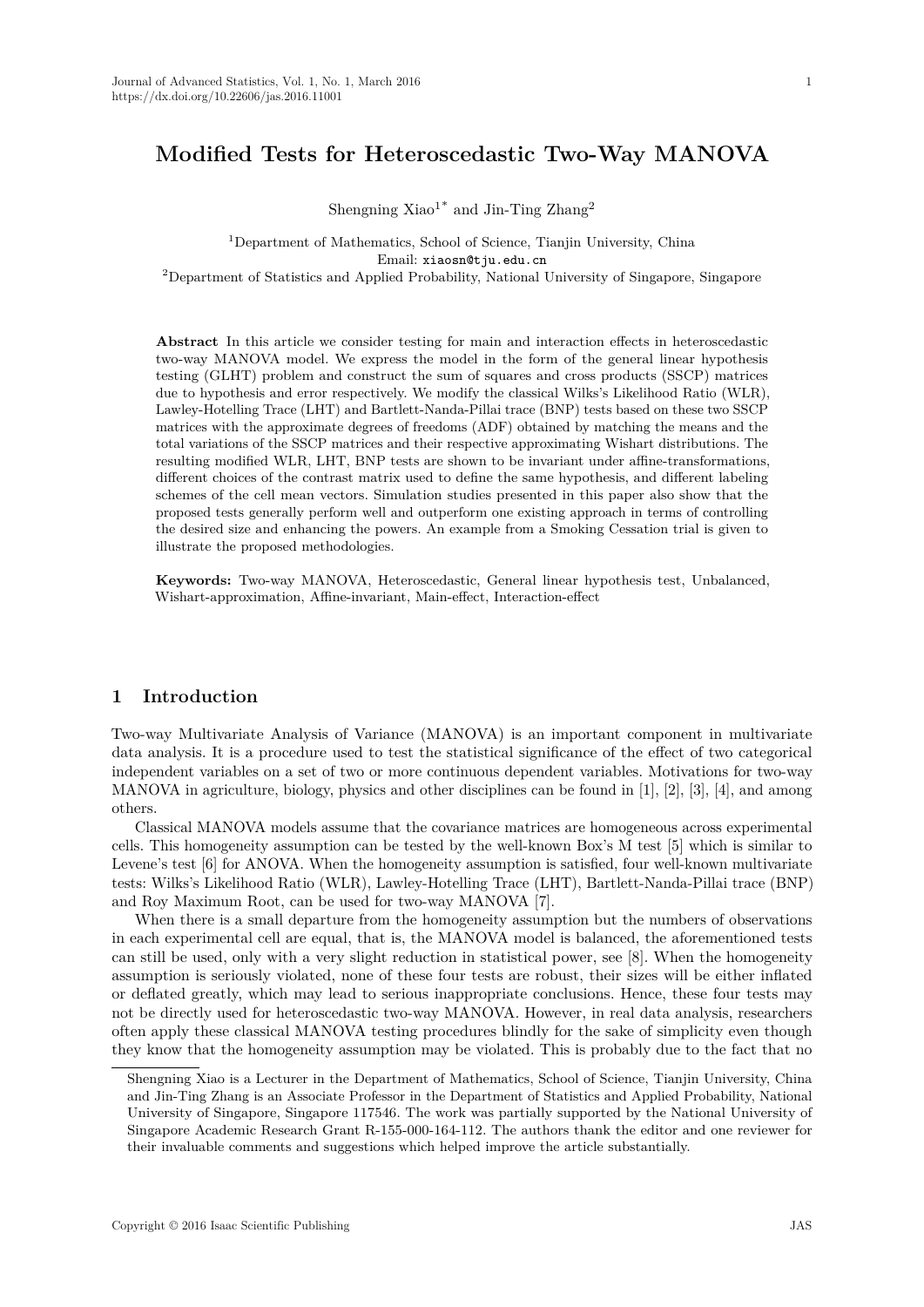# Modified Tests for Heteroscedastic Two-Way MANOVA

Shengning Xiao[1*] and Jin-Ting Zhang[2]

[1]Department of Mathematics, School of Science, Tianjin University, China
Email: xiaosn@tju.edu.cn
[2]Department of Statistics and Applied Probability, National University of Singapore, Singapore

**Abstract** In this article we consider testing for main and interaction effects in heteroscedastic two-way MANOVA model. We express the model in the form of the general linear hypothesis testing (GLHT) problem and construct the sum of squares and cross products (SSCP) matrices due to hypothesis and error respectively. We modify the classical Wilks's Likelihood Ratio (WLR), Lawley-Hotelling Trace (LHT) and Bartlett-Nanda-Pillai trace (BNP) tests based on these two SSCP matrices with the approximate degrees of freedoms (ADF) obtained by matching the means and the total variations of the SSCP matrices and their respective approximating Wishart distributions. The resulting modified WLR, LHT, BNP tests are shown to be invariant under affine-transformations, different choices of the contrast matrix used to define the same hypothesis, and different labeling schemes of the cell mean vectors. Simulation studies presented in this paper also show that the proposed tests generally perform well and outperform one existing approach in terms of controlling the desired size and enhancing the powers. An example from a Smoking Cessation trial is given to illustrate the proposed methodologies.

**Keywords:** Two-way MANOVA, Heteroscedastic, General linear hypothesis test, Unbalanced, Wishart-approximation, Affine-invariant, Main-effect, Interaction-effect

## 1 Introduction

Two-way Multivariate Analysis of Variance (MANOVA) is an important component in multivariate data analysis. It is a procedure used to test the statistical significance of the effect of two categorical independent variables on a set of two or more continuous dependent variables. Motivations for two-way MANOVA in agriculture, biology, physics and other disciplines can be found in [1], [2], [3], [4], and among others.

Classical MANOVA models assume that the covariance matrices are homogeneous across experimental cells. This homogeneity assumption can be tested by the well-known Box's M test [5] which is similar to Levene's test [6] for ANOVA. When the homogeneity assumption is satisfied, four well-known multivariate tests: Wilks's Likelihood Ratio (WLR), Lawley-Hotelling Trace (LHT), Bartlett-Nanda-Pillai trace (BNP) and Roy Maximum Root, can be used for two-way MANOVA [7].

When there is a small departure from the homogeneity assumption but the numbers of observations in each experimental cell are equal, that is, the MANOVA model is balanced, the aforementioned tests can still be used, only with a very slight reduction in statistical power, see [8]. When the homogeneity assumption is seriously violated, none of these four tests are robust, their sizes will be either inflated or deflated greatly, which may lead to serious inappropriate conclusions. Hence, these four tests may not be directly used for heteroscedastic two-way MANOVA. However, in real data analysis, researchers often apply these classical MANOVA testing procedures blindly for the sake of simplicity even though they know that the homogeneity assumption may be violated. This is probably due to the fact that no

---

Shengning Xiao is a Lecturer in the Department of Mathematics, School of Science, Tianjin University, China and Jin-Ting Zhang is an Associate Professor in the Department of Statistics and Applied Probability, National University of Singapore, Singapore 117546. The work was partially supported by the National University of Singapore Academic Research Grant R-155-000-164-112. The authors thank the editor and one reviewer for their invaluable comments and suggestions which helped improve the article substantially.

Copyright © 2016 Isaac Scientific Publishing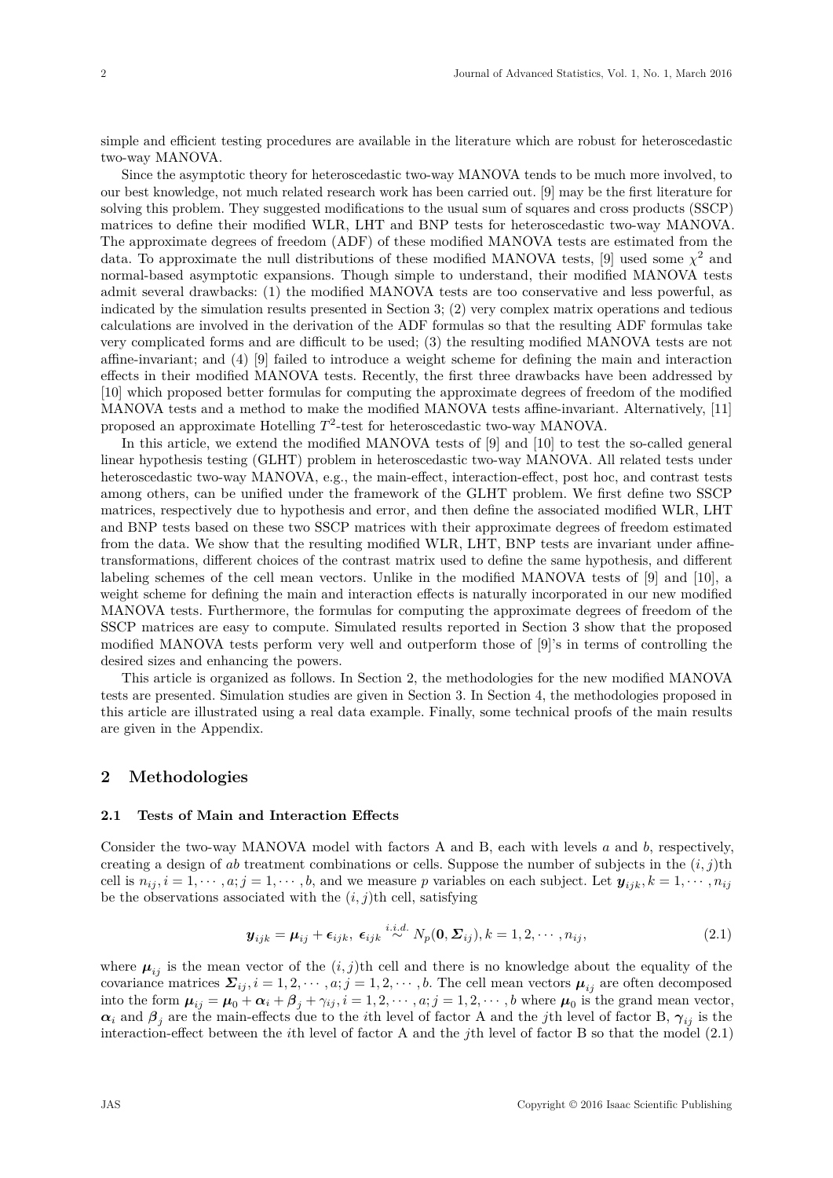simple and efficient testing procedures are available in the literature which are robust for heteroscedastic two-way MANOVA.

Since the asymptotic theory for heteroscedastic two-way MANOVA tends to be much more involved, to our best knowledge, not much related research work has been carried out. [9] may be the first literature for solving this problem. They suggested modifications to the usual sum of squares and cross products (SSCP) matrices to define their modified WLR, LHT and BNP tests for heteroscedastic two-way MANOVA. The approximate degrees of freedom (ADF) of these modified MANOVA tests are estimated from the data. To approximate the null distributions of these modified MANOVA tests, [9] used some $\chi^2$ and normal-based asymptotic expansions. Though simple to understand, their modified MANOVA tests admit several drawbacks: (1) the modified MANOVA tests are too conservative and less powerful, as indicated by the simulation results presented in Section 3; (2) very complex matrix operations and tedious calculations are involved in the derivation of the ADF formulas so that the resulting ADF formulas take very complicated forms and are difficult to be used; (3) the resulting modified MANOVA tests are not affine-invariant; and (4) [9] failed to introduce a weight scheme for defining the main and interaction effects in their modified MANOVA tests. Recently, the first three drawbacks have been addressed by [10] which proposed better formulas for computing the approximate degrees of freedom of the modified MANOVA tests and a method to make the modified MANOVA tests affine-invariant. Alternatively, [11] proposed an approximate Hotelling $T^2$-test for heteroscedastic two-way MANOVA.

In this article, we extend the modified MANOVA tests of [9] and [10] to test the so-called general linear hypothesis testing (GLHT) problem in heteroscedastic two-way MANOVA. All related tests under heteroscedastic two-way MANOVA, e.g., the main-effect, interaction-effect, post hoc, and contrast tests among others, can be unified under the framework of the GLHT problem. We first define two SSCP matrices, respectively due to hypothesis and error, and then define the associated modified WLR, LHT and BNP tests based on these two SSCP matrices with their approximate degrees of freedom estimated from the data. We show that the resulting modified WLR, LHT, BNP tests are invariant under affine-transformations, different choices of the contrast matrix used to define the same hypothesis, and different labeling schemes of the cell mean vectors. Unlike in the modified MANOVA tests of [9] and [10], a weight scheme for defining the main and interaction effects is naturally incorporated in our new modified MANOVA tests. Furthermore, the formulas for computing the approximate degrees of freedom of the SSCP matrices are easy to compute. Simulated results reported in Section 3 show that the proposed modified MANOVA tests perform very well and outperform those of [9]'s in terms of controlling the desired sizes and enhancing the powers.

This article is organized as follows. In Section 2, the methodologies for the new modified MANOVA tests are presented. Simulation studies are given in Section 3. In Section 4, the methodologies proposed in this article are illustrated using a real data example. Finally, some technical proofs of the main results are given in the Appendix.

## 2 Methodologies

### 2.1 Tests of Main and Interaction Effects

Consider the two-way MANOVA model with factors A and B, each with levels $a$ and $b$, respectively, creating a design of $ab$ treatment combinations or cells. Suppose the number of subjects in the $(i,j)$th cell is $n_{ij}, i = 1, \cdots, a; j = 1, \cdots, b$, and we measure $p$ variables on each subject. Let $\boldsymbol{y}_{ijk}, k = 1, \cdots, n_{ij}$ be the observations associated with the $(i,j)$th cell, satisfying

$$\boldsymbol{y}_{ijk} = \boldsymbol{\mu}_{ij} + \boldsymbol{\epsilon}_{ijk},\ \boldsymbol{\epsilon}_{ijk} \overset{i.i.d.}{\sim} N_p(\boldsymbol{0}, \boldsymbol{\Sigma}_{ij}), k = 1, 2, \cdots, n_{ij}, \tag{2.1}$$

where $\boldsymbol{\mu}_{ij}$ is the mean vector of the $(i,j)$th cell and there is no knowledge about the equality of the covariance matrices $\boldsymbol{\Sigma}_{ij}, i = 1, 2, \cdots, a; j = 1, 2, \cdots, b$. The cell mean vectors $\boldsymbol{\mu}_{ij}$ are often decomposed into the form $\boldsymbol{\mu}_{ij} = \boldsymbol{\mu}_0 + \boldsymbol{\alpha}_i + \boldsymbol{\beta}_j + \gamma_{ij}, i = 1, 2, \cdots, a; j = 1, 2, \cdots, b$ where $\boldsymbol{\mu}_0$ is the grand mean vector, $\boldsymbol{\alpha}_i$ and $\boldsymbol{\beta}_j$ are the main-effects due to the $i$th level of factor A and the $j$th level of factor B, $\boldsymbol{\gamma}_{ij}$ is the interaction-effect between the $i$th level of factor A and the $j$th level of factor B so that the model (2.1)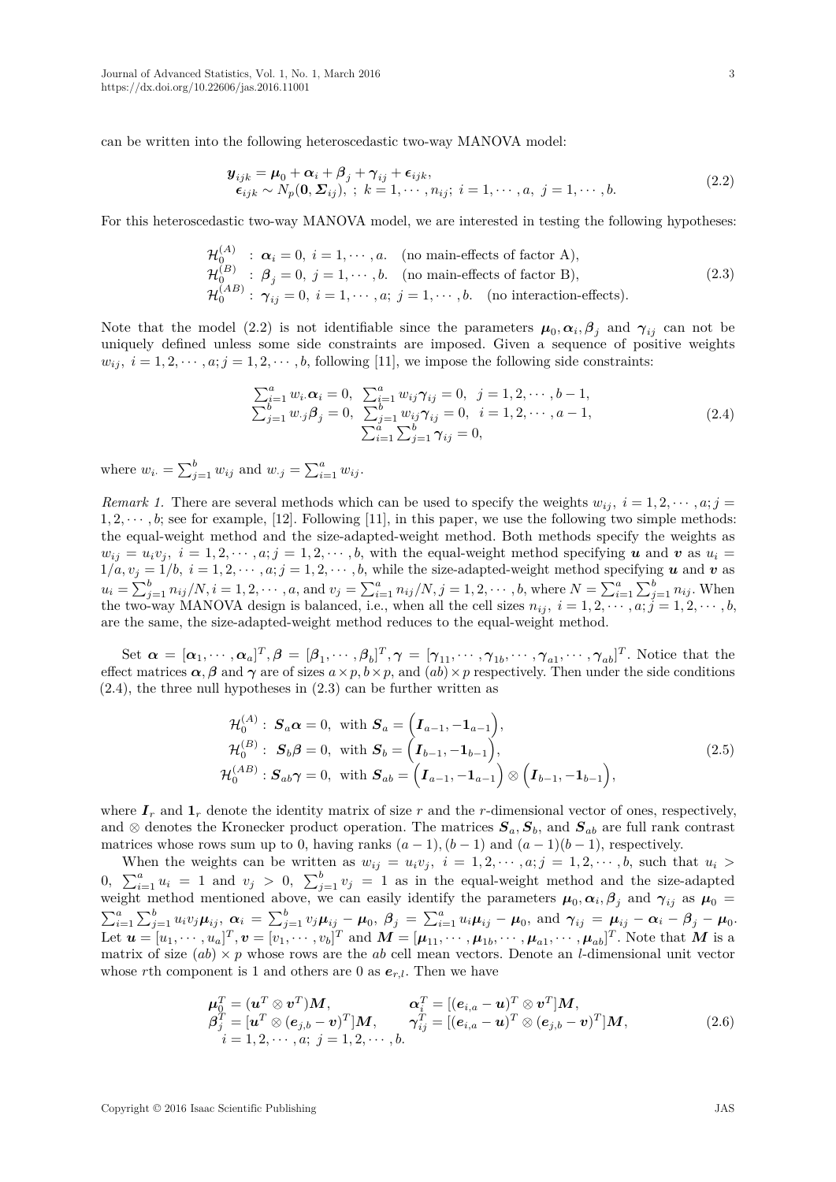can be written into the following heteroscedastic two-way MANOVA model:

$$
\begin{aligned}
\boldsymbol{y}_{ijk} &= \boldsymbol{\mu}_0 + \boldsymbol{\alpha}_i + \boldsymbol{\beta}_j + \boldsymbol{\gamma}_{ij} + \boldsymbol{\epsilon}_{ijk}, \\
\boldsymbol{\epsilon}_{ijk} &\sim N_p(\boldsymbol{0}, \boldsymbol{\Sigma}_{ij}), \; ; \; k = 1, \cdots, n_{ij}; \; i = 1, \cdots, a, \; j = 1, \cdots, b.
\end{aligned} \tag{2.2}
$$

For this heteroscedastic two-way MANOVA model, we are interested in testing the following hypotheses:

$$
\begin{aligned}
&\mathcal{H}_0^{(A)} \;\; : \; \boldsymbol{\alpha}_i = 0, \; i = 1, \cdots, a. \quad \text{(no main-effects of factor A)}, \\
&\mathcal{H}_0^{(B)} \;\; : \; \boldsymbol{\beta}_j = 0, \; j = 1, \cdots, b. \quad \text{(no main-effects of factor B)}, \\
&\mathcal{H}_0^{(AB)} : \; \boldsymbol{\gamma}_{ij} = 0, \; i = 1, \cdots, a; \; j = 1, \cdots, b. \quad \text{(no interaction-effects)}.
\end{aligned} \tag{2.3}
$$

Note that the model (2.2) is not identifiable since the parameters $\boldsymbol{\mu}_0, \boldsymbol{\alpha}_i, \boldsymbol{\beta}_j$ and $\boldsymbol{\gamma}_{ij}$ can not be uniquely defined unless some side constraints are imposed. Given a sequence of positive weights $w_{ij}, \; i = 1, 2, \cdots, a; j = 1, 2, \cdots, b$, following [11], we impose the following side constraints:

$$
\begin{aligned}
&\textstyle\sum_{i=1}^a w_{i\cdot} \boldsymbol{\alpha}_i = 0, \;\; \sum_{i=1}^a w_{ij} \boldsymbol{\gamma}_{ij} = 0, \;\; j = 1, 2, \cdots, b-1, \\
&\textstyle\sum_{j=1}^b w_{\cdot j} \boldsymbol{\beta}_j = 0, \;\; \sum_{j=1}^b w_{ij} \boldsymbol{\gamma}_{ij} = 0, \;\; i = 1, 2, \cdots, a-1, \\
&\textstyle\sum_{i=1}^a \sum_{j=1}^b \boldsymbol{\gamma}_{ij} = 0,
\end{aligned} \tag{2.4}
$$

where $w_{i\cdot} = \sum_{j=1}^b w_{ij}$ and $w_{\cdot j} = \sum_{i=1}^a w_{ij}$.

*Remark 1.* There are several methods which can be used to specify the weights $w_{ij}, \; i = 1, 2, \cdots, a; j = 1, 2, \cdots, b$; see for example, [12]. Following [11], in this paper, we use the following two simple methods: the equal-weight method and the size-adapted-weight method. Both methods specify the weights as $w_{ij} = u_i v_j, \; i = 1, 2, \cdots, a; j = 1, 2, \cdots, b$, with the equal-weight method specifying $\boldsymbol{u}$ and $\boldsymbol{v}$ as $u_i = 1/a, v_j = 1/b, \; i = 1, 2, \cdots, a; j = 1, 2, \cdots, b$, while the size-adapted-weight method specifying $\boldsymbol{u}$ and $\boldsymbol{v}$ as $u_i = \sum_{j=1}^b n_{ij}/N, i = 1, 2, \cdots, a$, and $v_j = \sum_{i=1}^a n_{ij}/N, j = 1, 2, \cdots, b$, where $N = \sum_{i=1}^a \sum_{j=1}^b n_{ij}$. When the two-way MANOVA design is balanced, i.e., when all the cell sizes $n_{ij}, \; i = 1, 2, \cdots, a; j = 1, 2, \cdots, b$, are the same, the size-adapted-weight method reduces to the equal-weight method.

Set $\boldsymbol{\alpha} = [\boldsymbol{\alpha}_1, \cdots, \boldsymbol{\alpha}_a]^T, \boldsymbol{\beta} = [\boldsymbol{\beta}_1, \cdots, \boldsymbol{\beta}_b]^T, \boldsymbol{\gamma} = [\boldsymbol{\gamma}_{11}, \cdots, \boldsymbol{\gamma}_{1b}, \cdots, \boldsymbol{\gamma}_{a1}, \cdots, \boldsymbol{\gamma}_{ab}]^T$. Notice that the effect matrices $\boldsymbol{\alpha}, \boldsymbol{\beta}$ and $\boldsymbol{\gamma}$ are of sizes $a \times p, b \times p$, and $(ab) \times p$ respectively. Then under the side conditions (2.4), the three null hypotheses in (2.3) can be further written as

$$
\begin{aligned}
\mathcal{H}_0^{(A)} &: \; \boldsymbol{S}_a \boldsymbol{\alpha} = 0, \;\; \text{with } \boldsymbol{S}_a = \Big(\boldsymbol{I}_{a-1}, -\boldsymbol{1}_{a-1}\Big), \\
\mathcal{H}_0^{(B)} &: \; \boldsymbol{S}_b \boldsymbol{\beta} = 0, \;\; \text{with } \boldsymbol{S}_b = \Big(\boldsymbol{I}_{b-1}, -\boldsymbol{1}_{b-1}\Big), \\
\mathcal{H}_0^{(AB)} &: \boldsymbol{S}_{ab} \boldsymbol{\gamma} = 0, \;\; \text{with } \boldsymbol{S}_{ab} = \Big(\boldsymbol{I}_{a-1}, -\boldsymbol{1}_{a-1}\Big) \otimes \Big(\boldsymbol{I}_{b-1}, -\boldsymbol{1}_{b-1}\Big),
\end{aligned} \tag{2.5}
$$

where $\boldsymbol{I}_r$ and $\boldsymbol{1}_r$ denote the identity matrix of size $r$ and the $r$-dimensional vector of ones, respectively, and $\otimes$ denotes the Kronecker product operation. The matrices $\boldsymbol{S}_a, \boldsymbol{S}_b$, and $\boldsymbol{S}_{ab}$ are full rank contrast matrices whose rows sum up to 0, having ranks $(a-1), (b-1)$ and $(a-1)(b-1)$, respectively.

When the weights can be written as $w_{ij} = u_i v_j, \; i = 1, 2, \cdots, a; j = 1, 2, \cdots, b$, such that $u_i > 0, \; \sum_{i=1}^a u_i = 1$ and $v_j > 0, \; \sum_{j=1}^b v_j = 1$ as in the equal-weight method and the size-adapted weight method mentioned above, we can easily identify the parameters $\boldsymbol{\mu}_0, \boldsymbol{\alpha}_i, \boldsymbol{\beta}_j$ and $\boldsymbol{\gamma}_{ij}$ as $\boldsymbol{\mu}_0 = \sum_{i=1}^a \sum_{j=1}^b u_i v_j \boldsymbol{\mu}_{ij}, \; \boldsymbol{\alpha}_i = \sum_{j=1}^b v_j \boldsymbol{\mu}_{ij} - \boldsymbol{\mu}_0, \; \boldsymbol{\beta}_j = \sum_{i=1}^a u_i \boldsymbol{\mu}_{ij} - \boldsymbol{\mu}_0$, and $\boldsymbol{\gamma}_{ij} = \boldsymbol{\mu}_{ij} - \boldsymbol{\alpha}_i - \boldsymbol{\beta}_j - \boldsymbol{\mu}_0$. Let $\boldsymbol{u} = [u_1, \cdots, u_a]^T, \boldsymbol{v} = [v_1, \cdots, v_b]^T$ and $\boldsymbol{M} = [\boldsymbol{\mu}_{11}, \cdots, \boldsymbol{\mu}_{1b}, \cdots, \boldsymbol{\mu}_{a1}, \cdots, \boldsymbol{\mu}_{ab}]^T$. Note that $\boldsymbol{M}$ is a matrix of size $(ab) \times p$ whose rows are the $ab$ cell mean vectors. Denote an $l$-dimensional unit vector whose $r$th component is 1 and others are 0 as $\boldsymbol{e}_{r,l}$. Then we have

$$
\begin{aligned}
&\boldsymbol{\mu}_0^T = (\boldsymbol{u}^T \otimes \boldsymbol{v}^T) \boldsymbol{M}, &&\boldsymbol{\alpha}_i^T = [(\boldsymbol{e}_{i,a} - \boldsymbol{u})^T \otimes \boldsymbol{v}^T] \boldsymbol{M}, \\
&\boldsymbol{\beta}_j^T = [\boldsymbol{u}^T \otimes (\boldsymbol{e}_{j,b} - \boldsymbol{v})^T] \boldsymbol{M}, &&\boldsymbol{\gamma}_{ij}^T = [(\boldsymbol{e}_{i,a} - \boldsymbol{u})^T \otimes (\boldsymbol{e}_{j,b} - \boldsymbol{v})^T] \boldsymbol{M}, \\
&\;\; i = 1, 2, \cdots, a; \; j = 1, 2, \cdots, b.
\end{aligned} \tag{2.6}
$$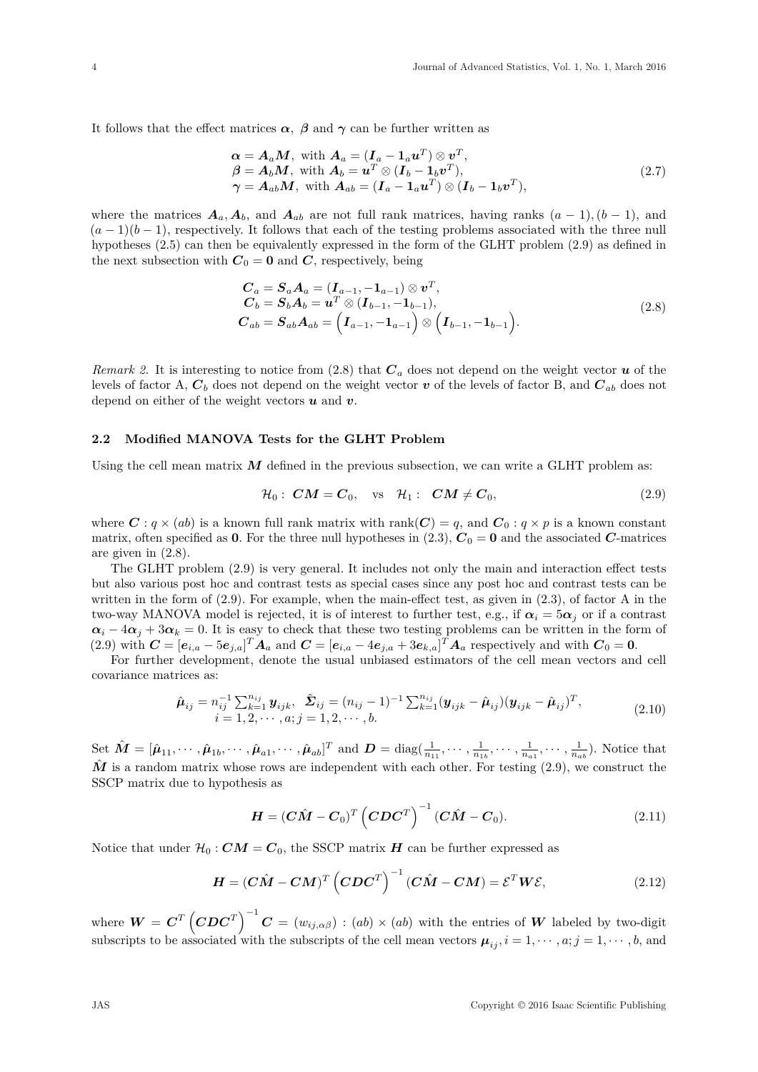It follows that the effect matrices $\boldsymbol{\alpha}$, $\boldsymbol{\beta}$ and $\boldsymbol{\gamma}$ can be further written as

$$
\begin{array}{l}
\boldsymbol{\alpha} = \boldsymbol{A}_a \boldsymbol{M}, \text{ with } \boldsymbol{A}_a = (\boldsymbol{I}_a - \mathbf{1}_a \boldsymbol{u}^T) \otimes \boldsymbol{v}^T, \\
\boldsymbol{\beta} = \boldsymbol{A}_b \boldsymbol{M}, \text{ with } \boldsymbol{A}_b = \boldsymbol{u}^T \otimes (\boldsymbol{I}_b - \mathbf{1}_b \boldsymbol{v}^T), \\
\boldsymbol{\gamma} = \boldsymbol{A}_{ab} \boldsymbol{M}, \text{ with } \boldsymbol{A}_{ab} = (\boldsymbol{I}_a - \mathbf{1}_a \boldsymbol{u}^T) \otimes (\boldsymbol{I}_b - \mathbf{1}_b \boldsymbol{v}^T),
\end{array}
\tag{2.7}
$$

where the matrices $\boldsymbol{A}_a, \boldsymbol{A}_b$, and $\boldsymbol{A}_{ab}$ are not full rank matrices, having ranks $(a-1), (b-1)$, and $(a-1)(b-1)$, respectively. It follows that each of the testing problems associated with the three null hypotheses (2.5) can then be equivalently expressed in the form of the GLHT problem (2.9) as defined in the next subsection with $\boldsymbol{C}_0 = \mathbf{0}$ and $\boldsymbol{C}$, respectively, being

$$
\begin{array}{l}
\boldsymbol{C}_a = \boldsymbol{S}_a \boldsymbol{A}_a = (\boldsymbol{I}_{a-1}, -\mathbf{1}_{a-1}) \otimes \boldsymbol{v}^T, \\
\boldsymbol{C}_b = \boldsymbol{S}_b \boldsymbol{A}_b = \boldsymbol{u}^T \otimes (\boldsymbol{I}_{b-1}, -\mathbf{1}_{b-1}), \\
\boldsymbol{C}_{ab} = \boldsymbol{S}_{ab} \boldsymbol{A}_{ab} = \Big(\boldsymbol{I}_{a-1}, -\mathbf{1}_{a-1}\Big) \otimes \Big(\boldsymbol{I}_{b-1}, -\mathbf{1}_{b-1}\Big).
\end{array}
\tag{2.8}
$$

*Remark 2.* It is interesting to notice from (2.8) that $\boldsymbol{C}_a$ does not depend on the weight vector $\boldsymbol{u}$ of the levels of factor A, $\boldsymbol{C}_b$ does not depend on the weight vector $\boldsymbol{v}$ of the levels of factor B, and $\boldsymbol{C}_{ab}$ does not depend on either of the weight vectors $\boldsymbol{u}$ and $\boldsymbol{v}$.

### 2.2 Modified MANOVA Tests for the GLHT Problem

Using the cell mean matrix $\boldsymbol{M}$ defined in the previous subsection, we can write a GLHT problem as:

$$
\mathcal{H}_0: \ \boldsymbol{C}\boldsymbol{M} = \boldsymbol{C}_0, \quad \text{vs} \quad \mathcal{H}_1: \ \boldsymbol{C}\boldsymbol{M} \neq \boldsymbol{C}_0,
\tag{2.9}
$$

where $\boldsymbol{C} : q \times (ab)$ is a known full rank matrix with $\text{rank}(\boldsymbol{C}) = q$, and $\boldsymbol{C}_0 : q \times p$ is a known constant matrix, often specified as $\mathbf{0}$. For the three null hypotheses in (2.3), $\boldsymbol{C}_0 = \mathbf{0}$ and the associated $\boldsymbol{C}$-matrices are given in (2.8).

The GLHT problem (2.9) is very general. It includes not only the main and interaction effect tests but also various post hoc and contrast tests as special cases since any post hoc and contrast tests can be written in the form of (2.9). For example, when the main-effect test, as given in (2.3), of factor A in the two-way MANOVA model is rejected, it is of interest to further test, e.g., if $\boldsymbol{\alpha}_i = 5\boldsymbol{\alpha}_j$ or if a contrast $\boldsymbol{\alpha}_i - 4\boldsymbol{\alpha}_j + 3\boldsymbol{\alpha}_k = 0$. It is easy to check that these two testing problems can be written in the form of (2.9) with $\boldsymbol{C} = [\boldsymbol{e}_{i,a} - 5\boldsymbol{e}_{j,a}]^T \boldsymbol{A}_a$ and $\boldsymbol{C} = [\boldsymbol{e}_{i,a} - 4\boldsymbol{e}_{j,a} + 3\boldsymbol{e}_{k,a}]^T \boldsymbol{A}_a$ respectively and with $\boldsymbol{C}_0 = \mathbf{0}$.

For further development, denote the usual unbiased estimators of the cell mean vectors and cell covariance matrices as:

$$
\begin{array}{l}
\hat{\boldsymbol{\mu}}_{ij} = n_{ij}^{-1} \sum_{k=1}^{n_{ij}} \boldsymbol{y}_{ijk}, \quad \hat{\boldsymbol{\Sigma}}_{ij} = (n_{ij} - 1)^{-1} \sum_{k=1}^{n_{ij}} (\boldsymbol{y}_{ijk} - \hat{\boldsymbol{\mu}}_{ij})(\boldsymbol{y}_{ijk} - \hat{\boldsymbol{\mu}}_{ij})^T, \\
i = 1, 2, \cdots, a; j = 1, 2, \cdots, b.
\end{array}
\tag{2.10}
$$

Set $\hat{\boldsymbol{M}} = [\hat{\boldsymbol{\mu}}_{11}, \cdots, \hat{\boldsymbol{\mu}}_{1b}, \cdots, \hat{\boldsymbol{\mu}}_{a1}, \cdots, \hat{\boldsymbol{\mu}}_{ab}]^T$ and $\boldsymbol{D} = \text{diag}(\frac{1}{n_{11}}, \cdots, \frac{1}{n_{1b}}, \cdots, \frac{1}{n_{a1}}, \cdots, \frac{1}{n_{ab}})$. Notice that $\hat{\boldsymbol{M}}$ is a random matrix whose rows are independent with each other. For testing (2.9), we construct the SSCP matrix due to hypothesis as

$$
\boldsymbol{H} = (\boldsymbol{C}\hat{\boldsymbol{M}} - \boldsymbol{C}_0)^T \Big(\boldsymbol{C}\boldsymbol{D}\boldsymbol{C}^T\Big)^{-1} (\boldsymbol{C}\hat{\boldsymbol{M}} - \boldsymbol{C}_0).
\tag{2.11}
$$

Notice that under $\mathcal{H}_0 : \boldsymbol{C}\boldsymbol{M} = \boldsymbol{C}_0$, the SSCP matrix $\boldsymbol{H}$ can be further expressed as

$$
\boldsymbol{H} = (\boldsymbol{C}\hat{\boldsymbol{M}} - \boldsymbol{C}\boldsymbol{M})^T \Big(\boldsymbol{C}\boldsymbol{D}\boldsymbol{C}^T\Big)^{-1} (\boldsymbol{C}\hat{\boldsymbol{M}} - \boldsymbol{C}\boldsymbol{M}) = \mathcal{E}^T \boldsymbol{W} \mathcal{E},
\tag{2.12}
$$

where $\boldsymbol{W} = \boldsymbol{C}^T \Big(\boldsymbol{C}\boldsymbol{D}\boldsymbol{C}^T\Big)^{-1} \boldsymbol{C} = (w_{ij,\alpha\beta}) : (ab) \times (ab)$ with the entries of $\boldsymbol{W}$ labeled by two-digit subscripts to be associated with the subscripts of the cell mean vectors $\boldsymbol{\mu}_{ij}, i = 1, \cdots, a; j = 1, \cdots, b$, and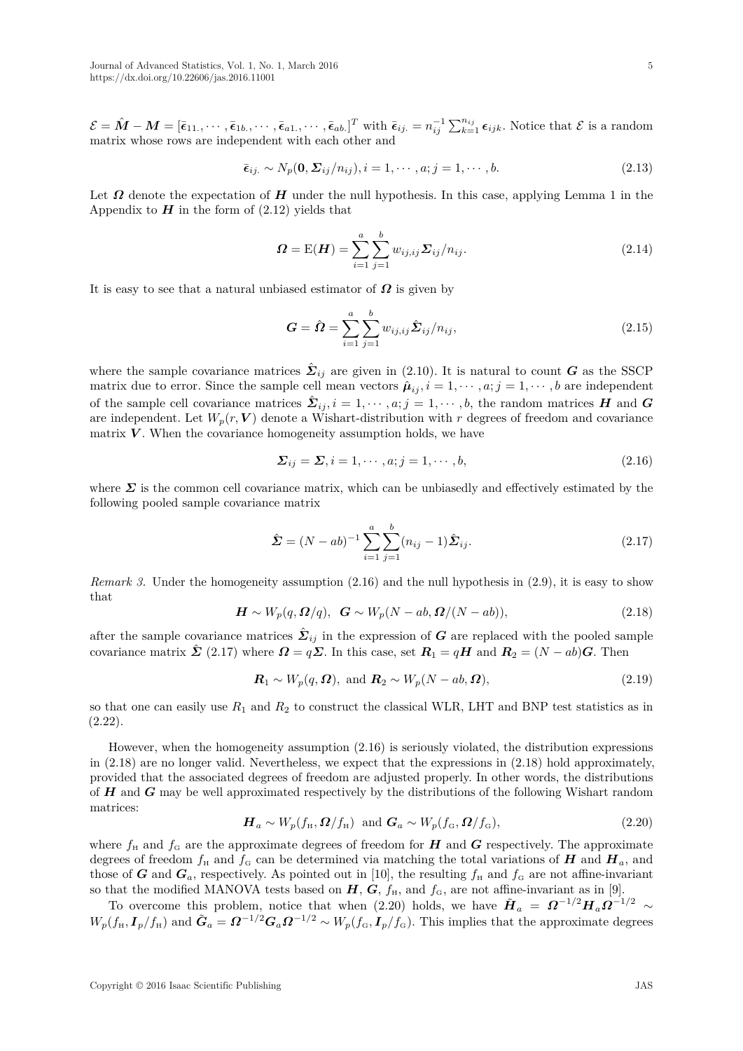$\mathcal{E} = \hat{\boldsymbol{M}} - \boldsymbol{M} = [\bar{\boldsymbol{\epsilon}}_{11.}, \cdots, \bar{\boldsymbol{\epsilon}}_{1b.}, \cdots, \bar{\boldsymbol{\epsilon}}_{a1.}, \cdots, \bar{\boldsymbol{\epsilon}}_{ab.}]^T$ with $\bar{\boldsymbol{\epsilon}}_{ij.} = n_{ij}^{-1} \sum_{k=1}^{n_{ij}} \boldsymbol{\epsilon}_{ijk}$. Notice that $\mathcal{E}$ is a random matrix whose rows are independent with each other and

$$\bar{\boldsymbol{\epsilon}}_{ij.} \sim N_p(\boldsymbol{0}, \boldsymbol{\Sigma}_{ij}/n_{ij}), i = 1, \cdots, a; j = 1, \cdots, b. \tag{2.13}$$

Let $\boldsymbol{\Omega}$ denote the expectation of $\boldsymbol{H}$ under the null hypothesis. In this case, applying Lemma 1 in the Appendix to $\boldsymbol{H}$ in the form of (2.12) yields that

$$\boldsymbol{\Omega} = \mathrm{E}(\boldsymbol{H}) = \sum_{i=1}^{a} \sum_{j=1}^{b} w_{ij,ij} \boldsymbol{\Sigma}_{ij}/n_{ij}. \tag{2.14}$$

It is easy to see that a natural unbiased estimator of $\boldsymbol{\Omega}$ is given by

$$\boldsymbol{G} = \hat{\boldsymbol{\Omega}} = \sum_{i=1}^{a} \sum_{j=1}^{b} w_{ij,ij} \hat{\boldsymbol{\Sigma}}_{ij}/n_{ij}, \tag{2.15}$$

where the sample covariance matrices $\hat{\boldsymbol{\Sigma}}_{ij}$ are given in (2.10). It is natural to count $\boldsymbol{G}$ as the SSCP matrix due to error. Since the sample cell mean vectors $\hat{\boldsymbol{\mu}}_{ij}, i = 1, \cdots, a; j = 1, \cdots, b$ are independent of the sample cell covariance matrices $\hat{\boldsymbol{\Sigma}}_{ij}, i = 1, \cdots, a; j = 1, \cdots, b$, the random matrices $\boldsymbol{H}$ and $\boldsymbol{G}$ are independent. Let $W_p(r, \boldsymbol{V})$ denote a Wishart-distribution with $r$ degrees of freedom and covariance matrix $\boldsymbol{V}$. When the covariance homogeneity assumption holds, we have

$$\boldsymbol{\Sigma}_{ij} = \boldsymbol{\Sigma}, i = 1, \cdots, a; j = 1, \cdots, b, \tag{2.16}$$

where $\boldsymbol{\Sigma}$ is the common cell covariance matrix, which can be unbiasedly and effectively estimated by the following pooled sample covariance matrix

$$\hat{\boldsymbol{\Sigma}} = (N - ab)^{-1} \sum_{i=1}^{a} \sum_{j=1}^{b} (n_{ij} - 1) \hat{\boldsymbol{\Sigma}}_{ij}. \tag{2.17}$$

*Remark 3.* Under the homogeneity assumption (2.16) and the null hypothesis in (2.9), it is easy to show that

$$\boldsymbol{H} \sim W_p(q, \boldsymbol{\Omega}/q), \;\; \boldsymbol{G} \sim W_p(N - ab, \boldsymbol{\Omega}/(N - ab)), \tag{2.18}$$

after the sample covariance matrices $\hat{\boldsymbol{\Sigma}}_{ij}$ in the expression of $\boldsymbol{G}$ are replaced with the pooled sample covariance matrix $\hat{\boldsymbol{\Sigma}}$ (2.17) where $\boldsymbol{\Omega} = q\boldsymbol{\Sigma}$. In this case, set $\boldsymbol{R}_1 = q\boldsymbol{H}$ and $\boldsymbol{R}_2 = (N - ab)\boldsymbol{G}$. Then

$$\boldsymbol{R}_1 \sim W_p(q, \boldsymbol{\Omega}), \text{ and } \boldsymbol{R}_2 \sim W_p(N - ab, \boldsymbol{\Omega}), \tag{2.19}$$

so that one can easily use $R_1$ and $R_2$ to construct the classical WLR, LHT and BNP test statistics as in (2.22).

However, when the homogeneity assumption (2.16) is seriously violated, the distribution expressions in (2.18) are no longer valid. Nevertheless, we expect that the expressions in (2.18) hold approximately, provided that the associated degrees of freedom are adjusted properly. In other words, the distributions of $\boldsymbol{H}$ and $\boldsymbol{G}$ may be well approximated respectively by the distributions of the following Wishart random matrices:

$$\boldsymbol{H}_a \sim W_p(f_{\mathrm{H}}, \boldsymbol{\Omega}/f_{\mathrm{H}}) \;\text{ and }\; \boldsymbol{G}_a \sim W_p(f_{\mathrm{G}}, \boldsymbol{\Omega}/f_{\mathrm{G}}), \tag{2.20}$$

where $f_{\mathrm{H}}$ and $f_{\mathrm{G}}$ are the approximate degrees of freedom for $\boldsymbol{H}$ and $\boldsymbol{G}$ respectively. The approximate degrees of freedom $f_{\mathrm{H}}$ and $f_{\mathrm{G}}$ can be determined via matching the total variations of $\boldsymbol{H}$ and $\boldsymbol{H}_a$, and those of $\boldsymbol{G}$ and $\boldsymbol{G}_a$, respectively. As pointed out in [10], the resulting $f_{\mathrm{H}}$ and $f_{\mathrm{G}}$ are not affine-invariant so that the modified MANOVA tests based on $\boldsymbol{H}$, $\boldsymbol{G}$, $f_{\mathrm{H}}$, and $f_{\mathrm{G}}$, are not affine-invariant as in [9].

To overcome this problem, notice that when (2.20) holds, we have $\tilde{\boldsymbol{H}}_a = \boldsymbol{\Omega}^{-1/2} \boldsymbol{H}_a \boldsymbol{\Omega}^{-1/2} \sim W_p(f_{\mathrm{H}}, \boldsymbol{I}_p/f_{\mathrm{H}})$ and $\tilde{\boldsymbol{G}}_a = \boldsymbol{\Omega}^{-1/2} \boldsymbol{G}_a \boldsymbol{\Omega}^{-1/2} \sim W_p(f_{\mathrm{G}}, \boldsymbol{I}_p/f_{\mathrm{G}})$. This implies that the approximate degrees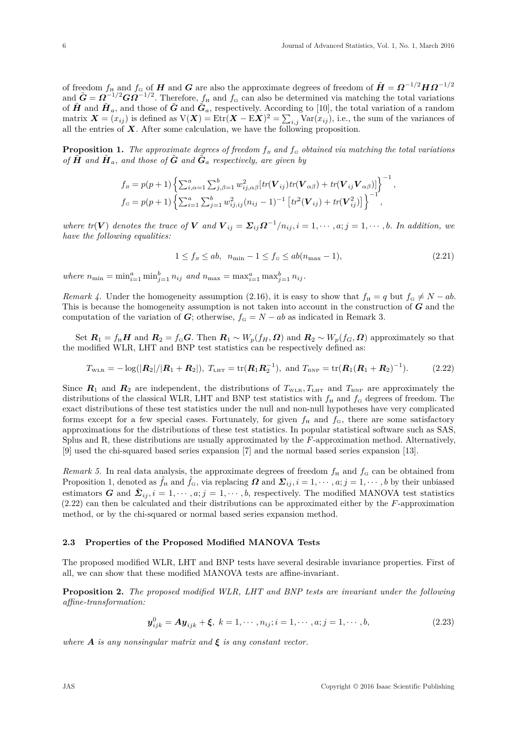of freedom $f_{\rm H}$ and $f_{\rm G}$ of $\boldsymbol{H}$ and $\boldsymbol{G}$ are also the approximate degrees of freedom of $\tilde{\boldsymbol{H}} = \boldsymbol{\Omega}^{-1/2}\boldsymbol{H}\boldsymbol{\Omega}^{-1/2}$ and $\tilde{\boldsymbol{G}} = \boldsymbol{\Omega}^{-1/2}\boldsymbol{G}\boldsymbol{\Omega}^{-1/2}$. Therefore, $f_{\rm H}$ and $f_{\rm G}$ can also be determined via matching the total variations of $\tilde{\boldsymbol{H}}$ and $\tilde{\boldsymbol{H}}_a$, and those of $\tilde{\boldsymbol{G}}$ and $\tilde{\boldsymbol{G}}_a$, respectively. According to [10], the total variation of a random matrix $\boldsymbol{X} = (x_{ij})$ is defined as $\mathrm{V}(\boldsymbol{X}) = \mathrm{Etr}(\boldsymbol{X} - \mathrm{E}\boldsymbol{X})^2 = \sum_{i,j}\mathrm{Var}(x_{ij})$, i.e., the sum of the variances of all the entries of $\boldsymbol{X}$. After some calculation, we have the following proposition.

**Proposition 1.** *The approximate degrees of freedom $f_{\rm H}$ and $f_{\rm G}$ obtained via matching the total variations of $\tilde{\boldsymbol{H}}$ and $\tilde{\boldsymbol{H}}_a$, and those of $\tilde{\boldsymbol{G}}$ and $\tilde{\boldsymbol{G}}_a$ respectively, are given by*

$$
\begin{aligned}
f_{\rm H} &= p(p+1)\left\{\sum_{i,\alpha=1}^{a}\sum_{j,\beta=1}^{b} w_{ij,\alpha\beta}^2[tr(\boldsymbol{V}_{ij})tr(\boldsymbol{V}_{\alpha\beta}) + tr(\boldsymbol{V}_{ij}\boldsymbol{V}_{\alpha\beta})]\right\}^{-1}, \\
f_{\rm G} &= p(p+1)\left\{\sum_{i=1}^{a}\sum_{j=1}^{b} w_{ij,ij}^2(n_{ij}-1)^{-1}\left[tr^2(\boldsymbol{V}_{ij}) + tr(\boldsymbol{V}_{ij}^2)\right]\right\}^{-1},
\end{aligned}
$$

*where $tr(\boldsymbol{V})$ denotes the trace of $\boldsymbol{V}$ and $\boldsymbol{V}_{ij} = \boldsymbol{\Sigma}_{ij}\boldsymbol{\Omega}^{-1}/n_{ij}, i = 1,\cdots,a; j = 1,\cdots,b$. In addition, we have the following equalities:*

$$
1 \le f_{\rm H} \le ab, \quad n_{\min} - 1 \le f_{\rm G} \le ab(n_{\max} - 1), \tag{2.21}
$$

*where $n_{\min} = \min_{i=1}^{a}\min_{j=1}^{b} n_{ij}$ and $n_{\max} = \max_{i=1}^{a}\max_{j=1}^{b} n_{ij}$.*

*Remark 4.* Under the homogeneity assumption (2.16), it is easy to show that $f_{\rm H} = q$ but $f_{\rm G} \ne N - ab$. This is because the homogeneity assumption is not taken into account in the construction of $\boldsymbol{G}$ and the computation of the variation of $\boldsymbol{G}$; otherwise, $f_{\rm G} = N - ab$ as indicated in Remark 3.

Set $\boldsymbol{R}_1 = f_{\rm H}\boldsymbol{H}$ and $\boldsymbol{R}_2 = f_{\rm G}\boldsymbol{G}$. Then $\boldsymbol{R}_1 \sim W_p(f_H, \boldsymbol{\Omega})$ and $\boldsymbol{R}_2 \sim W_p(f_G, \boldsymbol{\Omega})$ approximately so that the modified WLR, LHT and BNP test statistics can be respectively defined as:

$$
T_{\rm WLR} = -\log(|\boldsymbol{R}_2|/|\boldsymbol{R}_1 + \boldsymbol{R}_2|),\ T_{\rm LHT} = \mathrm{tr}(\boldsymbol{R}_1\boldsymbol{R}_2^{-1}),\ \text{and}\ T_{\rm BNP} = \mathrm{tr}(\boldsymbol{R}_1(\boldsymbol{R}_1 + \boldsymbol{R}_2)^{-1}). \tag{2.22}
$$

Since $\boldsymbol{R}_1$ and $\boldsymbol{R}_2$ are independent, the distributions of $T_{\rm WLR}, T_{\rm LHT}$ and $T_{\rm BNP}$ are approximately the distributions of the classical WLR, LHT and BNP test statistics with $f_{\rm H}$ and $f_{\rm G}$ degrees of freedom. The exact distributions of these test statistics under the null and non-null hypotheses have very complicated forms except for a few special cases. Fortunately, for given $f_{\rm H}$ and $f_{\rm G}$, there are some satisfactory approximations for the distributions of these test statistics. In popular statistical software such as SAS, Splus and R, these distributions are usually approximated by the $F$-approximation method. Alternatively, [9] used the chi-squared based series expansion [7] and the normal based series expansion [13].

*Remark 5.* In real data analysis, the approximate degrees of freedom $f_{\rm H}$ and $f_{\rm G}$ can be obtained from Proposition 1, denoted as $\hat{f}_{\rm H}$ and $\hat{f}_{\rm G}$, via replacing $\boldsymbol{\Omega}$ and $\boldsymbol{\Sigma}_{ij}, i = 1,\cdots,a; j = 1,\cdots,b$ by their unbiased estimators $\boldsymbol{G}$ and $\hat{\boldsymbol{\Sigma}}_{ij}, i = 1,\cdots,a; j = 1,\cdots,b$, respectively. The modified MANOVA test statistics (2.22) can then be calculated and their distributions can be approximated either by the $F$-approximation method, or by the chi-squared or normal based series expansion method.

### 2.3 Properties of the Proposed Modified MANOVA Tests

The proposed modified WLR, LHT and BNP tests have several desirable invariance properties. First of all, we can show that these modified MANOVA tests are affine-invariant.

**Proposition 2.** *The proposed modified WLR, LHT and BNP tests are invariant under the following affine-transformation:*

$$
\boldsymbol{y}_{ijk}^0 = \boldsymbol{A}\boldsymbol{y}_{ijk} + \boldsymbol{\xi},\ k = 1,\cdots,n_{ij}; i = 1,\cdots,a; j = 1,\cdots,b, \tag{2.23}
$$

*where $\boldsymbol{A}$ is any nonsingular matrix and $\boldsymbol{\xi}$ is any constant vector.*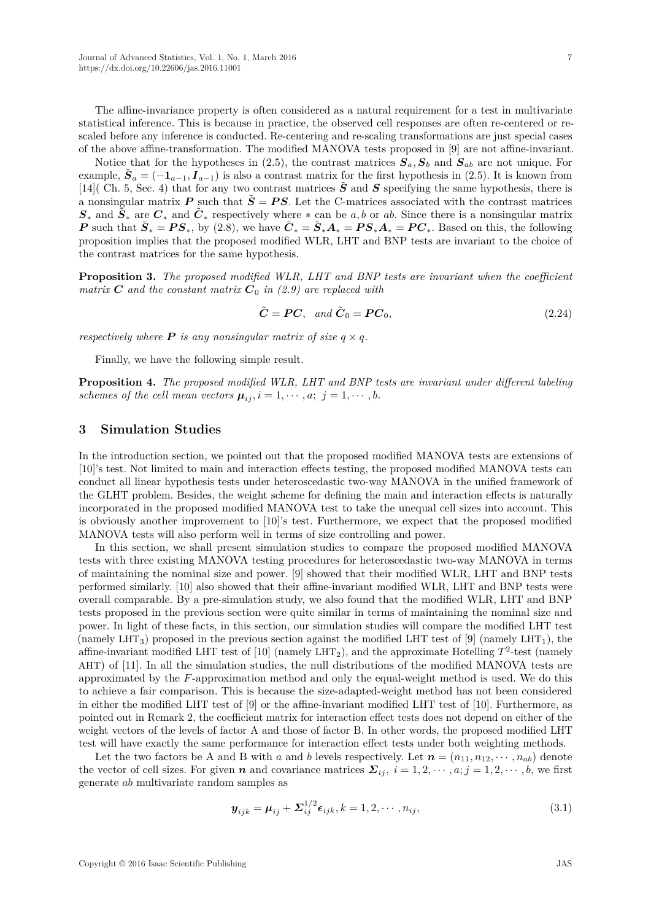The affine-invariance property is often considered as a natural requirement for a test in multivariate statistical inference. This is because in practice, the observed cell responses are often re-centered or re-scaled before any inference is conducted. Re-centering and re-scaling transformations are just special cases of the above affine-transformation. The modified MANOVA tests proposed in [9] are not affine-invariant.

Notice that for the hypotheses in (2.5), the contrast matrices $\boldsymbol{S}_a, \boldsymbol{S}_b$ and $\boldsymbol{S}_{ab}$ are not unique. For example, $\tilde{\boldsymbol{S}}_a = (-\boldsymbol{1}_{a-1}, \boldsymbol{I}_{a-1})$ is also a contrast matrix for the first hypothesis in (2.5). It is known from [14]( Ch. 5, Sec. 4) that for any two contrast matrices $\tilde{\boldsymbol{S}}$ and $\boldsymbol{S}$ specifying the same hypothesis, there is a nonsingular matrix $\boldsymbol{P}$ such that $\tilde{\boldsymbol{S}} = \boldsymbol{P}\boldsymbol{S}$. Let the C-matrices associated with the contrast matrices $\boldsymbol{S}_*$ and $\tilde{\boldsymbol{S}}_*$ are $\boldsymbol{C}_*$ and $\tilde{\boldsymbol{C}}_*$ respectively where $*$ can be $a, b$ or $ab$. Since there is a nonsingular matrix $\boldsymbol{P}$ such that $\tilde{\boldsymbol{S}}_* = \boldsymbol{P}\boldsymbol{S}_*$, by (2.8), we have $\tilde{\boldsymbol{C}}_* = \tilde{\boldsymbol{S}}_*\boldsymbol{A}_* = \boldsymbol{P}\boldsymbol{S}_*\boldsymbol{A}_* = \boldsymbol{P}\boldsymbol{C}_*$. Based on this, the following proposition implies that the proposed modified WLR, LHT and BNP tests are invariant to the choice of the contrast matrices for the same hypothesis.

**Proposition 3.** *The proposed modified WLR, LHT and BNP tests are invariant when the coefficient matrix $\boldsymbol{C}$ and the constant matrix $\boldsymbol{C}_0$ in (2.9) are replaced with*

$$\tilde{\boldsymbol{C}} = \boldsymbol{P}\boldsymbol{C}, \quad \text{and } \tilde{\boldsymbol{C}}_0 = \boldsymbol{P}\boldsymbol{C}_0, \tag{2.24}$$

*respectively where $\boldsymbol{P}$ is any nonsingular matrix of size $q \times q$.*

Finally, we have the following simple result.

**Proposition 4.** *The proposed modified WLR, LHT and BNP tests are invariant under different labeling schemes of the cell mean vectors $\boldsymbol{\mu}_{ij}, i = 1, \cdots, a;\ j = 1, \cdots, b$.*

## 3 Simulation Studies

In the introduction section, we pointed out that the proposed modified MANOVA tests are extensions of [10]'s test. Not limited to main and interaction effects testing, the proposed modified MANOVA tests can conduct all linear hypothesis tests under heteroscedastic two-way MANOVA in the unified framework of the GLHT problem. Besides, the weight scheme for defining the main and interaction effects is naturally incorporated in the proposed modified MANOVA test to take the unequal cell sizes into account. This is obviously another improvement to [10]'s test. Furthermore, we expect that the proposed modified MANOVA tests will also perform well in terms of size controlling and power.

In this section, we shall present simulation studies to compare the proposed modified MANOVA tests with three existing MANOVA testing procedures for heteroscedastic two-way MANOVA in terms of maintaining the nominal size and power. [9] showed that their modified WLR, LHT and BNP tests performed similarly. [10] also showed that their affine-invariant modified WLR, LHT and BNP tests were overall comparable. By a pre-simulation study, we also found that the modified WLR, LHT and BNP tests proposed in the previous section were quite similar in terms of maintaining the nominal size and power. In light of these facts, in this section, our simulation studies will compare the modified LHT test (namely $\text{LHT}_3$) proposed in the previous section against the modified LHT test of [9] (namely $\text{LHT}_1$), the affine-invariant modified LHT test of [10] (namely $\text{LHT}_2$), and the approximate Hotelling $T^2$-test (namely AHT) of [11]. In all the simulation studies, the null distributions of the modified MANOVA tests are approximated by the $F$-approximation method and only the equal-weight method is used. We do this to achieve a fair comparison. This is because the size-adapted-weight method has not been considered in either the modified LHT test of [9] or the affine-invariant modified LHT test of [10]. Furthermore, as pointed out in Remark 2, the coefficient matrix for interaction effect tests does not depend on either of the weight vectors of the levels of factor A and those of factor B. In other words, the proposed modified LHT test will have exactly the same performance for interaction effect tests under both weighting methods.

Let the two factors be A and B with $a$ and $b$ levels respectively. Let $\boldsymbol{n} = (n_{11}, n_{12}, \cdots, n_{ab})$ denote the vector of cell sizes. For given $\boldsymbol{n}$ and covariance matrices $\boldsymbol{\Sigma}_{ij},\ i = 1, 2, \cdots, a; j = 1, 2, \cdots, b$, we first generate $ab$ multivariate random samples as

$$\boldsymbol{y}_{ijk} = \boldsymbol{\mu}_{ij} + \boldsymbol{\Sigma}_{ij}^{1/2}\boldsymbol{\epsilon}_{ijk}, k = 1, 2, \cdots, n_{ij}, \tag{3.1}$$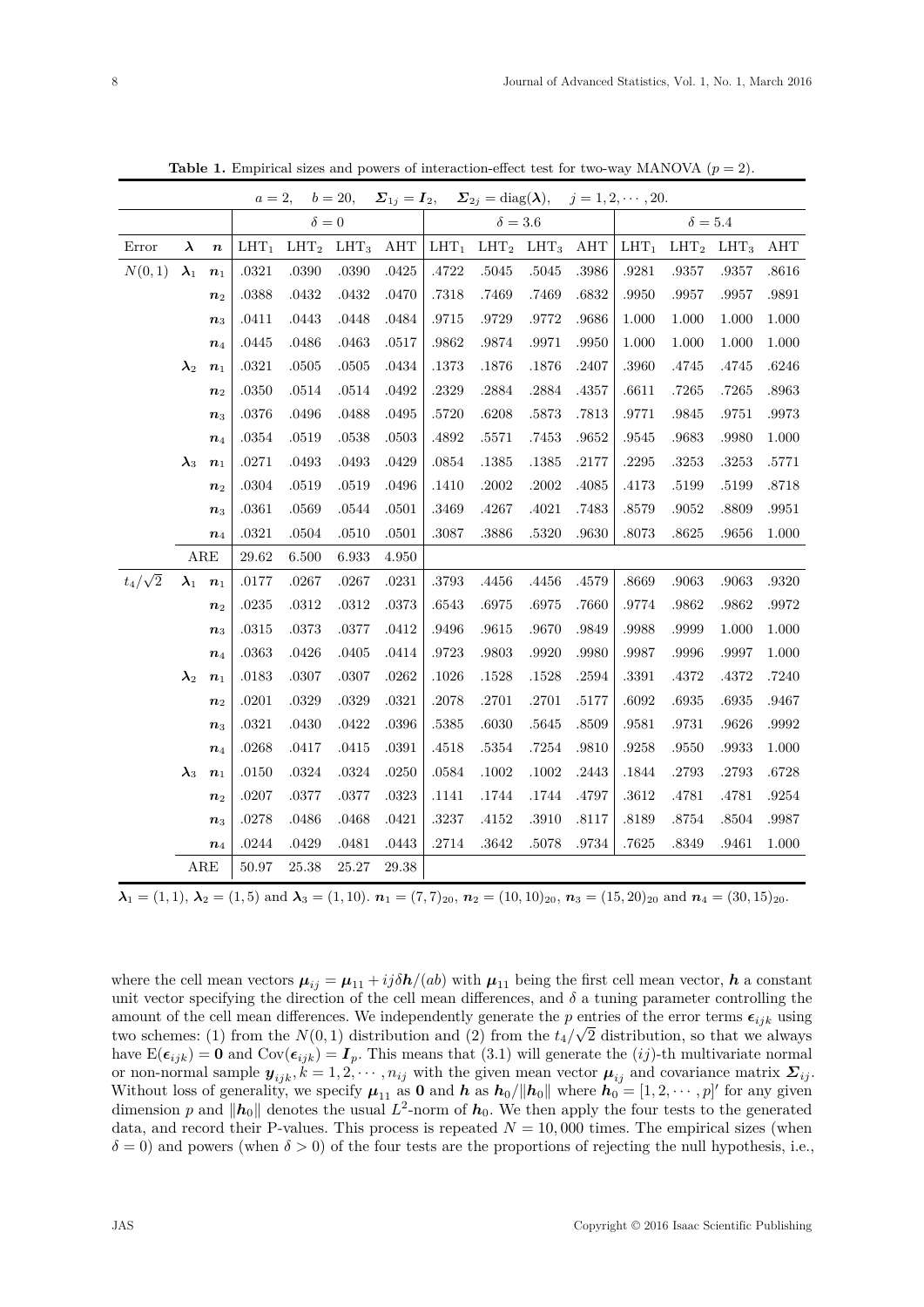**Table 1.** Empirical sizes and powers of interaction-effect test for two-way MANOVA ($p = 2$).

| | | | $a=2,$ | $b=20,$ | $\boldsymbol{\Sigma}_{1j} = \boldsymbol{I}_2,$ | $\boldsymbol{\Sigma}_{2j} = \text{diag}(\boldsymbol{\lambda}),$ | $j = 1, 2, \cdots, 20.$ | | | | | | | |
|---|---|---|---|---|---|---|---|---|---|---|---|---|---|---|
| | | | $\delta = 0$ | | | | $\delta = 3.6$ | | | | $\delta = 5.4$ | | | |
| Error | $\boldsymbol{\lambda}$ | $\boldsymbol{n}$ | $\text{LHT}_1$ | $\text{LHT}_2$ | $\text{LHT}_3$ | AHT | $\text{LHT}_1$ | $\text{LHT}_2$ | $\text{LHT}_3$ | AHT | $\text{LHT}_1$ | $\text{LHT}_2$ | $\text{LHT}_3$ | AHT |
| $N(0,1)$ | $\boldsymbol{\lambda}_1$ | $\boldsymbol{n}_1$ | .0321 | .0390 | .0390 | .0425 | .4722 | .5045 | .5045 | .3986 | .9281 | .9357 | .9357 | .8616 |
| | | $\boldsymbol{n}_2$ | .0388 | .0432 | .0432 | .0470 | .7318 | .7469 | .7469 | .6832 | .9950 | .9957 | .9957 | .9891 |
| | | $\boldsymbol{n}_3$ | .0411 | .0443 | .0448 | .0484 | .9715 | .9729 | .9772 | .9686 | 1.000 | 1.000 | 1.000 | 1.000 |
| | | $\boldsymbol{n}_4$ | .0445 | .0486 | .0463 | .0517 | .9862 | .9874 | .9971 | .9950 | 1.000 | 1.000 | 1.000 | 1.000 |
| | $\boldsymbol{\lambda}_2$ | $\boldsymbol{n}_1$ | .0321 | .0505 | .0505 | .0434 | .1373 | .1876 | .1876 | .2407 | .3960 | .4745 | .4745 | .6246 |
| | | $\boldsymbol{n}_2$ | .0350 | .0514 | .0514 | .0492 | .2329 | .2884 | .2884 | .4357 | .6611 | .7265 | .7265 | .8963 |
| | | $\boldsymbol{n}_3$ | .0376 | .0496 | .0488 | .0495 | .5720 | .6208 | .5873 | .7813 | .9771 | .9845 | .9751 | .9973 |
| | | $\boldsymbol{n}_4$ | .0354 | .0519 | .0538 | .0503 | .4892 | .5571 | .7453 | .9652 | .9545 | .9683 | .9980 | 1.000 |
| | $\boldsymbol{\lambda}_3$ | $\boldsymbol{n}_1$ | .0271 | .0493 | .0493 | .0429 | .0854 | .1385 | .1385 | .2177 | .2295 | .3253 | .3253 | .5771 |
| | | $\boldsymbol{n}_2$ | .0304 | .0519 | .0519 | .0496 | .1410 | .2002 | .2002 | .4085 | .4173 | .5199 | .5199 | .8718 |
| | | $\boldsymbol{n}_3$ | .0361 | .0569 | .0544 | .0501 | .3469 | .4267 | .4021 | .7483 | .8579 | .9052 | .8809 | .9951 |
| | | $\boldsymbol{n}_4$ | .0321 | .0504 | .0510 | .0501 | .3087 | .3886 | .5320 | .9630 | .8073 | .8625 | .9656 | 1.000 |
| | ARE | | 29.62 | 6.500 | 6.933 | 4.950 | | | | | | | | |
| $t_4/\sqrt{2}$ | $\boldsymbol{\lambda}_1$ | $\boldsymbol{n}_1$ | .0177 | .0267 | .0267 | .0231 | .3793 | .4456 | .4456 | .4579 | .8669 | .9063 | .9063 | .9320 |
| | | $\boldsymbol{n}_2$ | .0235 | .0312 | .0312 | .0373 | .6543 | .6975 | .6975 | .7660 | .9774 | .9862 | .9862 | .9972 |
| | | $\boldsymbol{n}_3$ | .0315 | .0373 | .0377 | .0412 | .9496 | .9615 | .9670 | .9849 | .9988 | .9999 | 1.000 | 1.000 |
| | | $\boldsymbol{n}_4$ | .0363 | .0426 | .0405 | .0414 | .9723 | .9803 | .9920 | .9980 | .9987 | .9996 | .9997 | 1.000 |
| | $\boldsymbol{\lambda}_2$ | $\boldsymbol{n}_1$ | .0183 | .0307 | .0307 | .0262 | .1026 | .1528 | .1528 | .2594 | .3391 | .4372 | .4372 | .7240 |
| | | $\boldsymbol{n}_2$ | .0201 | .0329 | .0329 | .0321 | .2078 | .2701 | .2701 | .5177 | .6092 | .6935 | .6935 | .9467 |
| | | $\boldsymbol{n}_3$ | .0321 | .0430 | .0422 | .0396 | .5385 | .6030 | .5645 | .8509 | .9581 | .9731 | .9626 | .9992 |
| | | $\boldsymbol{n}_4$ | .0268 | .0417 | .0415 | .0391 | .4518 | .5354 | .7254 | .9810 | .9258 | .9550 | .9933 | 1.000 |
| | $\boldsymbol{\lambda}_3$ | $\boldsymbol{n}_1$ | .0150 | .0324 | .0324 | .0250 | .0584 | .1002 | .1002 | .2443 | .1844 | .2793 | .2793 | .6728 |
| | | $\boldsymbol{n}_2$ | .0207 | .0377 | .0377 | .0323 | .1141 | .1744 | .1744 | .4797 | .3612 | .4781 | .4781 | .9254 |
| | | $\boldsymbol{n}_3$ | .0278 | .0486 | .0468 | .0421 | .3237 | .4152 | .3910 | .8117 | .8189 | .8754 | .8504 | .9987 |
| | | $\boldsymbol{n}_4$ | .0244 | .0429 | .0481 | .0443 | .2714 | .3642 | .5078 | .9734 | .7625 | .8349 | .9461 | 1.000 |
| | ARE | | 50.97 | 25.38 | 25.27 | 29.38 | | | | | | | | |

$\boldsymbol{\lambda}_1 = (1, 1)$, $\boldsymbol{\lambda}_2 = (1, 5)$ and $\boldsymbol{\lambda}_3 = (1, 10)$. $\boldsymbol{n}_1 = (7, 7)_{20}$, $\boldsymbol{n}_2 = (10, 10)_{20}$, $\boldsymbol{n}_3 = (15, 20)_{20}$ and $\boldsymbol{n}_4 = (30, 15)_{20}$.

where the cell mean vectors $\boldsymbol{\mu}_{ij} = \boldsymbol{\mu}_{11} + ij\delta\boldsymbol{h}/(ab)$ with $\boldsymbol{\mu}_{11}$ being the first cell mean vector, $\boldsymbol{h}$ a constant unit vector specifying the direction of the cell mean differences, and $\delta$ a tuning parameter controlling the amount of the cell mean differences. We independently generate the $p$ entries of the error terms $\boldsymbol{\epsilon}_{ijk}$ using two schemes: (1) from the $N(0, 1)$ distribution and (2) from the $t_4/\sqrt{2}$ distribution, so that we always have $\text{E}(\boldsymbol{\epsilon}_{ijk}) = \boldsymbol{0}$ and $\text{Cov}(\boldsymbol{\epsilon}_{ijk}) = \boldsymbol{I}_p$. This means that (3.1) will generate the $(ij)$-th multivariate normal or non-normal sample $\boldsymbol{y}_{ijk}, k = 1, 2, \cdots, n_{ij}$ with the given mean vector $\boldsymbol{\mu}_{ij}$ and covariance matrix $\boldsymbol{\Sigma}_{ij}$. Without loss of generality, we specify $\boldsymbol{\mu}_{11}$ as $\boldsymbol{0}$ and $\boldsymbol{h}$ as $\boldsymbol{h}_0/\|\boldsymbol{h}_0\|$ where $\boldsymbol{h}_0 = [1, 2, \cdots, p]'$ for any given dimension $p$ and $\|\boldsymbol{h}_0\|$ denotes the usual $L^2$-norm of $\boldsymbol{h}_0$. We then apply the four tests to the generated data, and record their P-values. This process is repeated $N = 10,000$ times. The empirical sizes (when $\delta = 0$) and powers (when $\delta > 0$) of the four tests are the proportions of rejecting the null hypothesis, i.e.,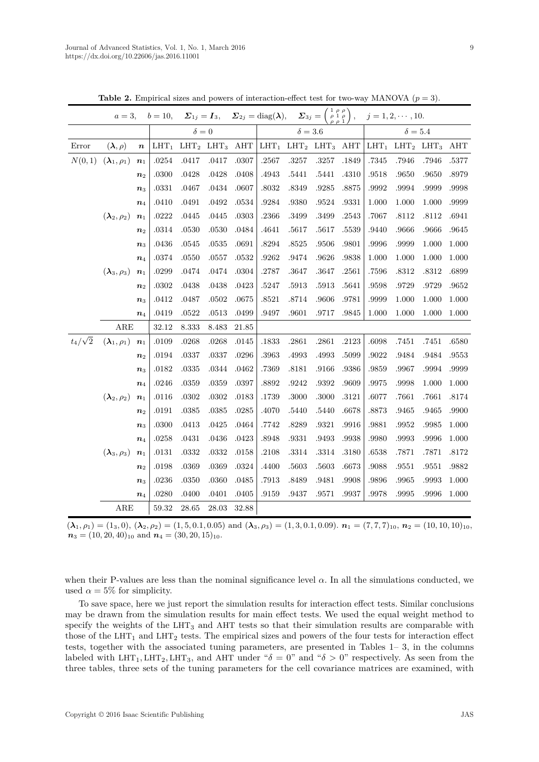**Table 2.** Empirical sizes and powers of interaction-effect test for two-way MANOVA ($p = 3$).

| $a = 3,\quad b = 10,\quad \boldsymbol{\Sigma}_{1j} = \boldsymbol{I}_3,\quad \boldsymbol{\Sigma}_{2j} = \text{diag}(\boldsymbol{\lambda}),\quad \boldsymbol{\Sigma}_{3j} = \begin{pmatrix} 1 & \rho & \rho \\ \rho & 1 & \rho \\ \rho & \rho & 1 \end{pmatrix},\quad j = 1, 2, \cdots, 10.$ | | | | | | | | | | | | | | |
|---|---|---|---|---|---|---|---|---|---|---|---|---|---|---|
| | | | $\delta = 0$ | | | | $\delta = 3.6$ | | | | $\delta = 5.4$ | | | |
| Error | $(\boldsymbol{\lambda}, \rho)$ | $\boldsymbol{n}$ | $\text{LHT}_1$ | $\text{LHT}_2$ | $\text{LHT}_3$ | AHT | $\text{LHT}_1$ | $\text{LHT}_2$ | $\text{LHT}_3$ | AHT | $\text{LHT}_1$ | $\text{LHT}_2$ | $\text{LHT}_3$ | AHT |
| $N(0,1)$ | $(\boldsymbol{\lambda}_1, \rho_1)$ | $\boldsymbol{n}_1$ | .0254 | .0417 | .0417 | .0307 | .2567 | .3257 | .3257 | .1849 | .7345 | .7946 | .7946 | .5377 |
| | | $\boldsymbol{n}_2$ | .0300 | .0428 | .0428 | .0408 | .4943 | .5441 | .5441 | .4310 | .9518 | .9650 | .9650 | .8979 |
| | | $\boldsymbol{n}_3$ | .0331 | .0467 | .0434 | .0607 | .8032 | .8349 | .9285 | .8875 | .9992 | .9994 | .9999 | .9998 |
| | | $\boldsymbol{n}_4$ | .0410 | .0491 | .0492 | .0534 | .9284 | .9380 | .9524 | .9331 | 1.000 | 1.000 | 1.000 | .9999 |
| | $(\boldsymbol{\lambda}_2, \rho_2)$ | $\boldsymbol{n}_1$ | .0222 | .0445 | .0445 | .0303 | .2366 | .3499 | .3499 | .2543 | .7067 | .8112 | .8112 | .6941 |
| | | $\boldsymbol{n}_2$ | .0314 | .0530 | .0530 | .0484 | .4641 | .5617 | .5617 | .5539 | .9440 | .9666 | .9666 | .9645 |
| | | $\boldsymbol{n}_3$ | .0436 | .0545 | .0535 | .0691 | .8294 | .8525 | .9506 | .9801 | .9996 | .9999 | 1.000 | 1.000 |
| | | $\boldsymbol{n}_4$ | .0374 | .0550 | .0557 | .0532 | .9262 | .9474 | .9626 | .9838 | 1.000 | 1.000 | 1.000 | 1.000 |
| | $(\boldsymbol{\lambda}_3, \rho_3)$ | $\boldsymbol{n}_1$ | .0299 | .0474 | .0474 | .0304 | .2787 | .3647 | .3647 | .2561 | .7596 | .8312 | .8312 | .6899 |
| | | $\boldsymbol{n}_2$ | .0302 | .0438 | .0438 | .0423 | .5247 | .5913 | .5913 | .5641 | .9598 | .9729 | .9729 | .9652 |
| | | $\boldsymbol{n}_3$ | .0412 | .0487 | .0502 | .0675 | .8521 | .8714 | .9606 | .9781 | .9999 | 1.000 | 1.000 | 1.000 |
| | | $\boldsymbol{n}_4$ | .0419 | .0522 | .0513 | .0499 | .9497 | .9601 | .9717 | .9845 | 1.000 | 1.000 | 1.000 | 1.000 |
| | ARE | | 32.12 | 8.333 | 8.483 | 21.85 | | | | | | | | |
| $t_4/\sqrt{2}$ | $(\boldsymbol{\lambda}_1, \rho_1)$ | $\boldsymbol{n}_1$ | .0109 | .0268 | .0268 | .0145 | .1833 | .2861 | .2861 | .2123 | .6098 | .7451 | .7451 | .6580 |
| | | $\boldsymbol{n}_2$ | .0194 | .0337 | .0337 | .0296 | .3963 | .4993 | .4993 | .5099 | .9022 | .9484 | .9484 | .9553 |
| | | $\boldsymbol{n}_3$ | .0182 | .0335 | .0344 | .0462 | .7369 | .8181 | .9166 | .9386 | .9859 | .9967 | .9994 | .9999 |
| | | $\boldsymbol{n}_4$ | .0246 | .0359 | .0359 | .0397 | .8892 | .9242 | .9392 | .9609 | .9975 | .9998 | 1.000 | 1.000 |
| | $(\boldsymbol{\lambda}_2, \rho_2)$ | $\boldsymbol{n}_1$ | .0116 | .0302 | .0302 | .0183 | .1739 | .3000 | .3000 | .3121 | .6077 | .7661 | .7661 | .8174 |
| | | $\boldsymbol{n}_2$ | .0191 | .0385 | .0385 | .0285 | .4070 | .5440 | .5440 | .6678 | .8873 | .9465 | .9465 | .9900 |
| | | $\boldsymbol{n}_3$ | .0300 | .0413 | .0425 | .0464 | .7742 | .8289 | .9321 | .9916 | .9881 | .9952 | .9985 | 1.000 |
| | | $\boldsymbol{n}_4$ | .0258 | .0431 | .0436 | .0423 | .8948 | .9331 | .9493 | .9938 | .9980 | .9993 | .9996 | 1.000 |
| | $(\boldsymbol{\lambda}_3, \rho_3)$ | $\boldsymbol{n}_1$ | .0131 | .0332 | .0332 | .0158 | .2108 | .3314 | .3314 | .3180 | .6538 | .7871 | .7871 | .8172 |
| | | $\boldsymbol{n}_2$ | .0198 | .0369 | .0369 | .0324 | .4400 | .5603 | .5603 | .6673 | .9088 | .9551 | .9551 | .9882 |
| | | $\boldsymbol{n}_3$ | .0236 | .0350 | .0360 | .0485 | .7913 | .8489 | .9481 | .9908 | .9896 | .9965 | .9993 | 1.000 |
| | | $\boldsymbol{n}_4$ | .0280 | .0400 | .0401 | .0405 | .9159 | .9437 | .9571 | .9937 | .9978 | .9995 | .9996 | 1.000 |
| | ARE | | 59.32 | 28.65 | 28.03 | 32.88 | | | | | | | | |

$(\boldsymbol{\lambda}_1, \rho_1) = (\boldsymbol{1}_3, 0)$, $(\boldsymbol{\lambda}_2, \rho_2) = (1, 5, 0.1, 0.05)$ and $(\boldsymbol{\lambda}_3, \rho_3) = (1, 3, 0.1, 0.09)$. $\boldsymbol{n}_1 = (7, 7, 7)_{10}$, $\boldsymbol{n}_2 = (10, 10, 10)_{10}$, $\boldsymbol{n}_3 = (10, 20, 40)_{10}$ and $\boldsymbol{n}_4 = (30, 20, 15)_{10}$.

when their P-values are less than the nominal significance level $\alpha$. In all the simulations conducted, we used $\alpha = 5\%$ for simplicity.

To save space, here we just report the simulation results for interaction effect tests. Similar conclusions may be drawn from the simulation results for main effect tests. We used the equal weight method to specify the weights of the $\text{LHT}_3$ and AHT tests so that their simulation results are comparable with those of the $\text{LHT}_1$ and $\text{LHT}_2$ tests. The empirical sizes and powers of the four tests for interaction effect tests, together with the associated tuning parameters, are presented in Tables 1– 3, in the columns labeled with $\text{LHT}_1, \text{LHT}_2, \text{LHT}_3$, and AHT under "$\delta = 0$" and "$\delta > 0$" respectively. As seen from the three tables, three sets of the tuning parameters for the cell covariance matrices are examined, with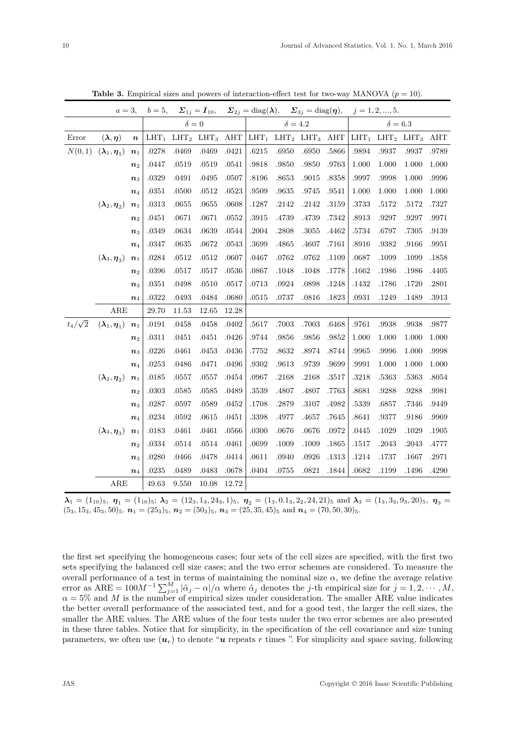**Table 3.** Empirical sizes and powers of interaction-effect test for two-way MANOVA ($p = 10$).

| $a=3,\ b=5,\ \boldsymbol{\Sigma}_{1j}=\boldsymbol{I}_{10},\ \boldsymbol{\Sigma}_{2j}=\text{diag}(\boldsymbol{\lambda}),\ \boldsymbol{\Sigma}_{3j}=\text{diag}(\boldsymbol{\eta}),\ j=1,2,...,5.$ | | | | | | | | | | | | | | |
|---|---|---|---|---|---|---|---|---|---|---|---|---|---|---|
| | | | $\delta = 0$ | | | | $\delta = 4.2$ | | | | $\delta = 6.3$ | | | |
| Error | $(\boldsymbol{\lambda}, \boldsymbol{\eta})$ | $\boldsymbol{n}$ | $\text{LHT}_1$ | $\text{LHT}_2$ | $\text{LHT}_3$ | AHT | $\text{LHT}_1$ | $\text{LHT}_2$ | $\text{LHT}_3$ | AHT | $\text{LHT}_1$ | $\text{LHT}_2$ | $\text{LHT}_3$ | AHT |
| $N(0,1)$ | $(\boldsymbol{\lambda}_1, \boldsymbol{\eta}_1)$ | $\boldsymbol{n}_1$ | .0278 | .0469 | .0469 | .0421 | .6215 | .6950 | .6950 | .5866 | .9894 | .9937 | .9937 | .9789 |
| | | $\boldsymbol{n}_2$ | .0447 | .0519 | .0519 | .0541 | .9818 | .9850 | .9850 | .9763 | 1.000 | 1.000 | 1.000 | 1.000 |
| | | $\boldsymbol{n}_3$ | .0329 | .0491 | .0495 | .0507 | .8196 | .8653 | .9015 | .8358 | .9997 | .9998 | 1.000 | .9996 |
| | | $\boldsymbol{n}_4$ | .0351 | .0500 | .0512 | .0523 | .9509 | .9635 | .9745 | .9541 | 1.000 | 1.000 | 1.000 | 1.000 |
| | $(\boldsymbol{\lambda}_2, \boldsymbol{\eta}_2)$ | $\boldsymbol{n}_1$ | .0313 | .0655 | .0655 | .0608 | .1287 | .2142 | .2142 | .3159 | .3733 | .5172 | .5172 | .7327 |
| | | $\boldsymbol{n}_2$ | .0451 | .0671 | .0671 | .0552 | .3915 | .4739 | .4739 | .7342 | .8913 | .9297 | .9297 | .9971 |
| | | $\boldsymbol{n}_3$ | .0349 | .0634 | .0639 | .0544 | .2004 | .2808 | .3055 | .4462 | .5734 | .6797 | .7305 | .9139 |
| | | $\boldsymbol{n}_4$ | .0347 | .0635 | .0672 | .0543 | .3699 | .4865 | .4607 | .7161 | .8916 | .9382 | .9166 | .9951 |
| | $(\boldsymbol{\lambda}_3, \boldsymbol{\eta}_3)$ | $\boldsymbol{n}_1$ | .0284 | .0512 | .0512 | .0607 | .0467 | .0762 | .0762 | .1109 | .0687 | .1099 | .1099 | .1858 |
| | | $\boldsymbol{n}_2$ | .0396 | .0517 | .0517 | .0536 | .0867 | .1048 | .1048 | .1778 | .1662 | .1986 | .1986 | .4405 |
| | | $\boldsymbol{n}_3$ | .0351 | .0498 | .0510 | .0517 | .0713 | .0924 | .0898 | .1248 | .1432 | .1786 | .1720 | .2801 |
| | | $\boldsymbol{n}_4$ | .0322 | .0493 | .0484 | .0680 | .0515 | .0737 | .0816 | .1823 | .0931 | .1249 | .1489 | .3913 |
| | ARE | | 29.70 | 11.53 | 12.65 | 12.28 | | | | | | | | |
| $t_4/\sqrt{2}$ | $(\boldsymbol{\lambda}_1, \boldsymbol{\eta}_1)$ | $\boldsymbol{n}_1$ | .0191 | .0458 | .0458 | .0402 | .5617 | .7003 | .7003 | .6468 | .9761 | .9938 | .9938 | .9877 |
| | | $\boldsymbol{n}_2$ | .0311 | .0451 | .0451 | .0426 | .9744 | .9856 | .9856 | .9852 | 1.000 | 1.000 | 1.000 | 1.000 |
| | | $\boldsymbol{n}_3$ | .0226 | .0461 | .0453 | .0436 | .7752 | .8632 | .8974 | .8744 | .9965 | .9996 | 1.000 | .9998 |
| | | $\boldsymbol{n}_4$ | .0253 | .0486 | .0471 | .0496 | .9302 | .9613 | .9739 | .9699 | .9991 | 1.000 | 1.000 | 1.000 |
| | $(\boldsymbol{\lambda}_2, \boldsymbol{\eta}_2)$ | $\boldsymbol{n}_1$ | .0185 | .0557 | .0557 | .0454 | .0967 | .2168 | .2168 | .3517 | .3218 | .5363 | .5363 | .8054 |
| | | $\boldsymbol{n}_2$ | .0303 | .0585 | .0585 | .0489 | .3539 | .4807 | .4807 | .7763 | .8681 | .9288 | .9288 | .9981 |
| | | $\boldsymbol{n}_3$ | .0287 | .0597 | .0589 | .0452 | .1708 | .2879 | .3107 | .4982 | .5339 | .6857 | .7346 | .9449 |
| | | $\boldsymbol{n}_4$ | .0234 | .0592 | .0615 | .0451 | .3398 | .4977 | .4657 | .7645 | .8641 | .9377 | .9186 | .9969 |
| | $(\boldsymbol{\lambda}_3, \boldsymbol{\eta}_3)$ | $\boldsymbol{n}_1$ | .0183 | .0461 | .0461 | .0566 | .0300 | .0676 | .0676 | .0972 | .0445 | .1029 | .1029 | .1905 |
| | | $\boldsymbol{n}_2$ | .0334 | .0514 | .0514 | .0461 | .0699 | .1009 | .1009 | .1865 | .1517 | .2043 | .2043 | .4777 |
| | | $\boldsymbol{n}_3$ | .0280 | .0466 | .0478 | .0414 | .0611 | .0940 | .0926 | .1313 | .1214 | .1737 | .1667 | .2971 |
| | | $\boldsymbol{n}_4$ | .0235 | .0489 | .0483 | .0678 | .0404 | .0755 | .0821 | .1844 | .0682 | .1199 | .1496 | .4290 |
| | ARE | | 49.63 | 9.550 | 10.08 | 12.72 | | | | | | | | |

$\boldsymbol{\lambda}_1 = (1_{10})_5,\ \boldsymbol{\eta}_1 = (1_{10})_5;\ \boldsymbol{\lambda}_2 = (12_3, 1_3, 24_3, 1)_5,\ \boldsymbol{\eta}_2 = (1_3, 0.1_3, 2_2, 24, 21)_5$ and $\boldsymbol{\lambda}_3 = (1_3, 3_3, 9_3, 20)_5,\ \boldsymbol{\eta}_3 = (5_3, 15_3, 45_3, 50)_5$. $\boldsymbol{n}_1 = (25_3)_5$, $\boldsymbol{n}_2 = (50_3)_5$, $\boldsymbol{n}_3 = (25, 35, 45)_5$ and $\boldsymbol{n}_4 = (70, 50, 30)_5$.

the first set specifying the homogeneous cases; four sets of the cell sizes are specified, with the first two sets specifying the balanced cell size cases; and the two error schemes are considered. To measure the overall performance of a test in terms of maintaining the nominal size $\alpha$, we define the average relative error as $\text{ARE} = 100M^{-1}\sum_{j=1}^{M}|\hat{\alpha}_j - \alpha|/\alpha$ where $\hat{\alpha}_j$ denotes the $j$-th empirical size for $j = 1, 2, \cdots, M$, $\alpha = 5\%$ and $M$ is the number of empirical sizes under consideration. The smaller ARE value indicates the better overall performance of the associated test, and for a good test, the larger the cell sizes, the smaller the ARE values. The ARE values of the four tests under the two error schemes are also presented in these three tables. Notice that for simplicity, in the specification of the cell covariance and size tuning parameters, we often use $(\boldsymbol{u}_r)$ to denote "$\boldsymbol{u}$ repeats $r$ times ". For simplicity and space saving, following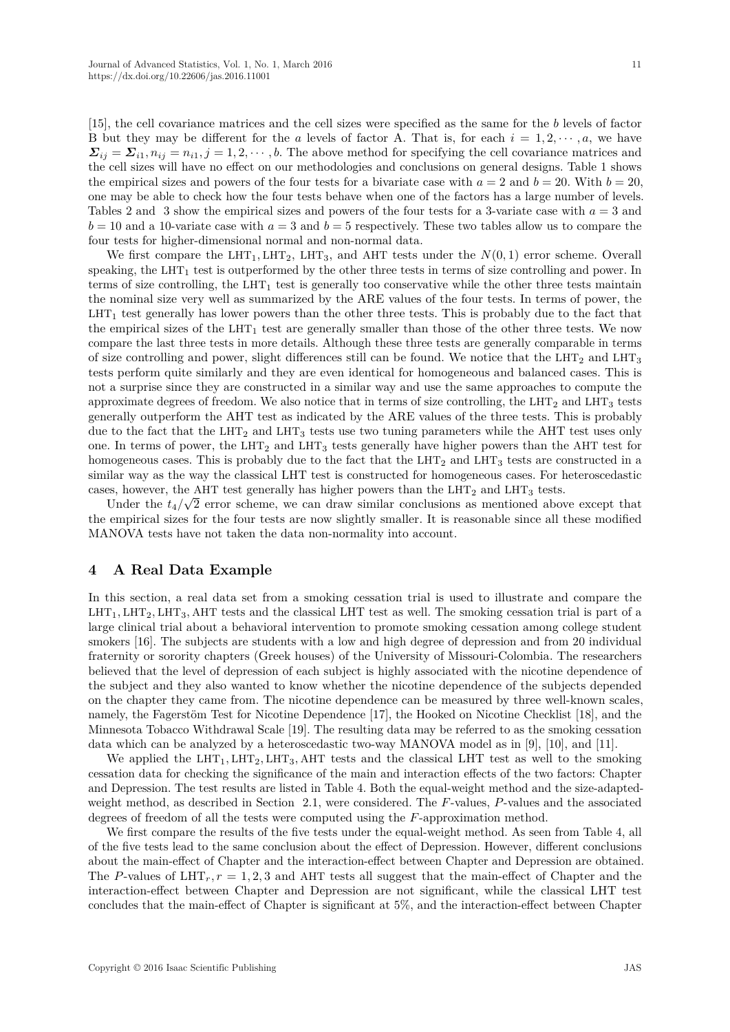[15], the cell covariance matrices and the cell sizes were specified as the same for the $b$ levels of factor B but they may be different for the $a$ levels of factor A. That is, for each $i = 1, 2, \cdots, a$, we have $\boldsymbol{\Sigma}_{ij} = \boldsymbol{\Sigma}_{i1}, n_{ij} = n_{i1}, j = 1, 2, \cdots, b$. The above method for specifying the cell covariance matrices and the cell sizes will have no effect on our methodologies and conclusions on general designs. Table 1 shows the empirical sizes and powers of the four tests for a bivariate case with $a = 2$ and $b = 20$. With $b = 20$, one may be able to check how the four tests behave when one of the factors has a large number of levels. Tables 2 and 3 show the empirical sizes and powers of the four tests for a 3-variate case with $a = 3$ and $b = 10$ and a 10-variate case with $a = 3$ and $b = 5$ respectively. These two tables allow us to compare the four tests for higher-dimensional normal and non-normal data.

We first compare the $\text{LHT}_1, \text{LHT}_2$, $\text{LHT}_3$, and AHT tests under the $N(0, 1)$ error scheme. Overall speaking, the $\text{LHT}_1$ test is outperformed by the other three tests in terms of size controlling and power. In terms of size controlling, the $\text{LHT}_1$ test is generally too conservative while the other three tests maintain the nominal size very well as summarized by the ARE values of the four tests. In terms of power, the $\text{LHT}_1$ test generally has lower powers than the other three tests. This is probably due to the fact that the empirical sizes of the $\text{LHT}_1$ test are generally smaller than those of the other three tests. We now compare the last three tests in more details. Although these three tests are generally comparable in terms of size controlling and power, slight differences still can be found. We notice that the $\text{LHT}_2$ and $\text{LHT}_3$ tests perform quite similarly and they are even identical for homogeneous and balanced cases. This is not a surprise since they are constructed in a similar way and use the same approaches to compute the approximate degrees of freedom. We also notice that in terms of size controlling, the $\text{LHT}_2$ and $\text{LHT}_3$ tests generally outperform the AHT test as indicated by the ARE values of the three tests. This is probably due to the fact that the $\text{LHT}_2$ and $\text{LHT}_3$ tests use two tuning parameters while the AHT test uses only one. In terms of power, the $\text{LHT}_2$ and $\text{LHT}_3$ tests generally have higher powers than the AHT test for homogeneous cases. This is probably due to the fact that the $\text{LHT}_2$ and $\text{LHT}_3$ tests are constructed in a similar way as the way the classical LHT test is constructed for homogeneous cases. For heteroscedastic cases, however, the AHT test generally has higher powers than the $\text{LHT}_2$ and $\text{LHT}_3$ tests.

Under the $t_4/\sqrt{2}$ error scheme, we can draw similar conclusions as mentioned above except that the empirical sizes for the four tests are now slightly smaller. It is reasonable since all these modified MANOVA tests have not taken the data non-normality into account.

## 4 A Real Data Example

In this section, a real data set from a smoking cessation trial is used to illustrate and compare the $\text{LHT}_1, \text{LHT}_2, \text{LHT}_3$, AHT tests and the classical LHT test as well. The smoking cessation trial is part of a large clinical trial about a behavioral intervention to promote smoking cessation among college student smokers [16]. The subjects are students with a low and high degree of depression and from 20 individual fraternity or sorority chapters (Greek houses) of the University of Missouri-Colombia. The researchers believed that the level of depression of each subject is highly associated with the nicotine dependence of the subject and they also wanted to know whether the nicotine dependence of the subjects depended on the chapter they came from. The nicotine dependence can be measured by three well-known scales, namely, the Fagerstöm Test for Nicotine Dependence [17], the Hooked on Nicotine Checklist [18], and the Minnesota Tobacco Withdrawal Scale [19]. The resulting data may be referred to as the smoking cessation data which can be analyzed by a heteroscedastic two-way MANOVA model as in [9], [10], and [11].

We applied the $\text{LHT}_1, \text{LHT}_2, \text{LHT}_3$, AHT tests and the classical LHT test as well to the smoking cessation data for checking the significance of the main and interaction effects of the two factors: Chapter and Depression. The test results are listed in Table 4. Both the equal-weight method and the size-adapted-weight method, as described in Section 2.1, were considered. The $F$-values, $P$-values and the associated degrees of freedom of all the tests were computed using the $F$-approximation method.

We first compare the results of the five tests under the equal-weight method. As seen from Table 4, all of the five tests lead to the same conclusion about the effect of Depression. However, different conclusions about the main-effect of Chapter and the interaction-effect between Chapter and Depression are obtained. The $P$-values of $\text{LHT}_r, r = 1, 2, 3$ and AHT tests all suggest that the main-effect of Chapter and the interaction-effect between Chapter and Depression are not significant, while the classical LHT test concludes that the main-effect of Chapter is significant at 5%, and the interaction-effect between Chapter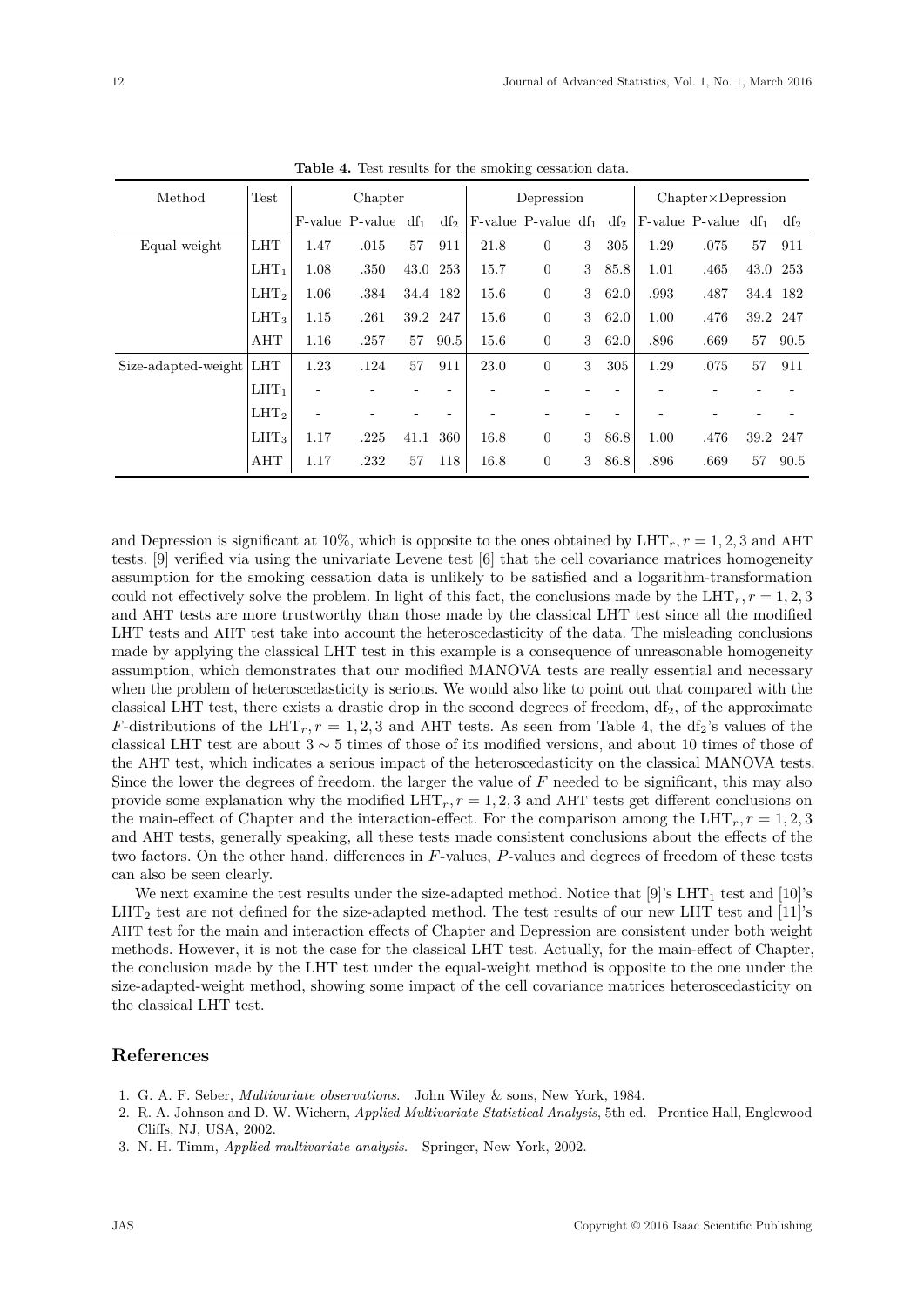**Table 4.** Test results for the smoking cessation data.

| Method | Test | Chapter | | | | Depression | | | | Chapter×Depression | | | |
|---|---|---|---|---|---|---|---|---|---|---|---|---|---|
| | | F-value | P-value | $\text{df}_1$ | $\text{df}_2$ | F-value | P-value | $\text{df}_1$ | $\text{df}_2$ | F-value | P-value | $\text{df}_1$ | $\text{df}_2$ |
| Equal-weight | LHT | 1.47 | .015 | 57 | 911 | 21.8 | 0 | 3 | 305 | 1.29 | .075 | 57 | 911 |
| | $\text{LHT}_1$ | 1.08 | .350 | 43.0 | 253 | 15.7 | 0 | 3 | 85.8 | 1.01 | .465 | 43.0 | 253 |
| | $\text{LHT}_2$ | 1.06 | .384 | 34.4 | 182 | 15.6 | 0 | 3 | 62.0 | .993 | .487 | 34.4 | 182 |
| | $\text{LHT}_3$ | 1.15 | .261 | 39.2 | 247 | 15.6 | 0 | 3 | 62.0 | 1.00 | .476 | 39.2 | 247 |
| | AHT | 1.16 | .257 | 57 | 90.5 | 15.6 | 0 | 3 | 62.0 | .896 | .669 | 57 | 90.5 |
| Size-adapted-weight | LHT | 1.23 | .124 | 57 | 911 | 23.0 | 0 | 3 | 305 | 1.29 | .075 | 57 | 911 |
| | $\text{LHT}_1$ | - | - | - | - | - | - | - | - | - | - | - | - |
| | $\text{LHT}_2$ | - | - | - | - | - | - | - | - | - | - | - | - |
| | $\text{LHT}_3$ | 1.17 | .225 | 41.1 | 360 | 16.8 | 0 | 3 | 86.8 | 1.00 | .476 | 39.2 | 247 |
| | AHT | 1.17 | .232 | 57 | 118 | 16.8 | 0 | 3 | 86.8 | .896 | .669 | 57 | 90.5 |

and Depression is significant at 10%, which is opposite to the ones obtained by $\text{LHT}_r, r = 1, 2, 3$ and AHT tests. [9] verified via using the univariate Levene test [6] that the cell covariance matrices homogeneity assumption for the smoking cessation data is unlikely to be satisfied and a logarithm-transformation could not effectively solve the problem. In light of this fact, the conclusions made by the $\text{LHT}_r, r = 1, 2, 3$ and AHT tests are more trustworthy than those made by the classical LHT test since all the modified LHT tests and AHT test take into account the heteroscedasticity of the data. The misleading conclusions made by applying the classical LHT test in this example is a consequence of unreasonable homogeneity assumption, which demonstrates that our modified MANOVA tests are really essential and necessary when the problem of heteroscedasticity is serious. We would also like to point out that compared with the classical LHT test, there exists a drastic drop in the second degrees of freedom, $\text{df}_2$, of the approximate $F$-distributions of the $\text{LHT}_r, r = 1, 2, 3$ and AHT tests. As seen from Table 4, the $\text{df}_2$'s values of the classical LHT test are about $3 \sim 5$ times of those of its modified versions, and about 10 times of those of the AHT test, which indicates a serious impact of the heteroscedasticity on the classical MANOVA tests. Since the lower the degrees of freedom, the larger the value of $F$ needed to be significant, this may also provide some explanation why the modified $\text{LHT}_r, r = 1, 2, 3$ and AHT tests get different conclusions on the main-effect of Chapter and the interaction-effect. For the comparison among the $\text{LHT}_r, r = 1, 2, 3$ and AHT tests, generally speaking, all these tests made consistent conclusions about the effects of the two factors. On the other hand, differences in $F$-values, $P$-values and degrees of freedom of these tests can also be seen clearly.

We next examine the test results under the size-adapted method. Notice that [9]'s $\text{LHT}_1$ test and [10]'s $\text{LHT}_2$ test are not defined for the size-adapted method. The test results of our new LHT test and [11]'s AHT test for the main and interaction effects of Chapter and Depression are consistent under both weight methods. However, it is not the case for the classical LHT test. Actually, for the main-effect of Chapter, the conclusion made by the LHT test under the equal-weight method is opposite to the one under the size-adapted-weight method, showing some impact of the cell covariance matrices heteroscedasticity on the classical LHT test.

## References

1. G. A. F. Seber, *Multivariate observations*. John Wiley & sons, New York, 1984.
2. R. A. Johnson and D. W. Wichern, *Applied Multivariate Statistical Analysis*, 5th ed. Prentice Hall, Englewood Cliffs, NJ, USA, 2002.
3. N. H. Timm, *Applied multivariate analysis*. Springer, New York, 2002.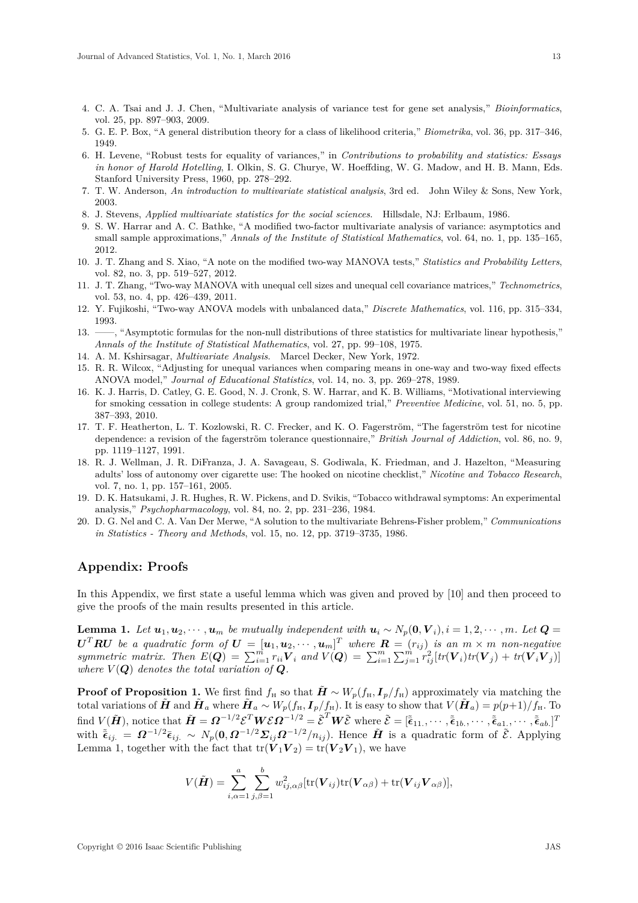4. C. A. Tsai and J. J. Chen, "Multivariate analysis of variance test for gene set analysis," *Bioinformatics*, vol. 25, pp. 897–903, 2009.
5. G. E. P. Box, "A general distribution theory for a class of likelihood criteria," *Biometrika*, vol. 36, pp. 317–346, 1949.
6. H. Levene, "Robust tests for equality of variances," in *Contributions to probability and statistics: Essays in honor of Harold Hotelling*, I. Olkin, S. G. Churye, W. Hoeffding, W. G. Madow, and H. B. Mann, Eds. Stanford University Press, 1960, pp. 278–292.
7. T. W. Anderson, *An introduction to multivariate statistical analysis*, 3rd ed. John Wiley & Sons, New York, 2003.
8. J. Stevens, *Applied multivariate statistics for the social sciences*. Hillsdale, NJ: Erlbaum, 1986.
9. S. W. Harrar and A. C. Bathke, "A modified two-factor multivariate analysis of variance: asymptotics and small sample approximations," *Annals of the Institute of Statistical Mathematics*, vol. 64, no. 1, pp. 135–165, 2012.
10. J. T. Zhang and S. Xiao, "A note on the modified two-way MANOVA tests," *Statistics and Probability Letters*, vol. 82, no. 3, pp. 519–527, 2012.
11. J. T. Zhang, "Two-way MANOVA with unequal cell sizes and unequal cell covariance matrices," *Technometrics*, vol. 53, no. 4, pp. 426–439, 2011.
12. Y. Fujikoshi, "Two-way ANOVA models with unbalanced data," *Discrete Mathematics*, vol. 116, pp. 315–334, 1993.
13. ——, "Asymptotic formulas for the non-null distributions of three statistics for multivariate linear hypothesis," *Annals of the Institute of Statistical Mathematics*, vol. 27, pp. 99–108, 1975.
14. A. M. Kshirsagar, *Multivariate Analysis*. Marcel Decker, New York, 1972.
15. R. R. Wilcox, "Adjusting for unequal variances when comparing means in one-way and two-way fixed effects ANOVA model," *Journal of Educational Statistics*, vol. 14, no. 3, pp. 269–278, 1989.
16. K. J. Harris, D. Catley, G. E. Good, N. J. Cronk, S. W. Harrar, and K. B. Williams, "Motivational interviewing for smoking cessation in college students: A group randomized trial," *Preventive Medicine*, vol. 51, no. 5, pp. 387–393, 2010.
17. T. F. Heatherton, L. T. Kozlowski, R. C. Frecker, and K. O. Fagerström, "The fagerström test for nicotine dependence: a revision of the fagerström tolerance questionnaire," *British Journal of Addiction*, vol. 86, no. 9, pp. 1119–1127, 1991.
18. R. J. Wellman, J. R. DiFranza, J. A. Savageau, S. Godiwala, K. Friedman, and J. Hazelton, "Measuring adults' loss of autonomy over cigarette use: The hooked on nicotine checklist," *Nicotine and Tobacco Research*, vol. 7, no. 1, pp. 157–161, 2005.
19. D. K. Hatsukami, J. R. Hughes, R. W. Pickens, and D. Svikis, "Tobacco withdrawal symptoms: An experimental analysis," *Psychopharmacology*, vol. 84, no. 2, pp. 231–236, 1984.
20. D. G. Nel and C. A. Van Der Merwe, "A solution to the multivariate Behrens-Fisher problem," *Communications in Statistics - Theory and Methods*, vol. 15, no. 12, pp. 3719–3735, 1986.

## Appendix: Proofs

In this Appendix, we first state a useful lemma which was given and proved by [10] and then proceed to give the proofs of the main results presented in this article.

**Lemma 1.** *Let $\boldsymbol{u}_1, \boldsymbol{u}_2, \cdots, \boldsymbol{u}_m$ be mutually independent with $\boldsymbol{u}_i \sim N_p(\boldsymbol{0}, \boldsymbol{V}_i), i = 1, 2, \cdots, m$. Let $\boldsymbol{Q} = \boldsymbol{U}^T \boldsymbol{R} \boldsymbol{U}$ be a quadratic form of $\boldsymbol{U} = [\boldsymbol{u}_1, \boldsymbol{u}_2, \cdots, \boldsymbol{u}_m]^T$ where $\boldsymbol{R} = (r_{ij})$ is an $m \times m$ non-negative symmetric matrix. Then $E(\boldsymbol{Q}) = \sum_{i=1}^m r_{ii} \boldsymbol{V}_i$ and $V(\boldsymbol{Q}) = \sum_{i=1}^m \sum_{j=1}^m r_{ij}^2 [tr(\boldsymbol{V}_i) tr(\boldsymbol{V}_j) + tr(\boldsymbol{V}_i \boldsymbol{V}_j)]$ where $V(\boldsymbol{Q})$ denotes the total variation of $\boldsymbol{Q}$.*

**Proof of Proposition 1.** We first find $f_{\text{H}}$ so that $\tilde{\boldsymbol{H}} \sim W_p(f_{\text{H}}, \boldsymbol{I}_p / f_{\text{H}})$ approximately via matching the total variations of $\tilde{\boldsymbol{H}}$ and $\tilde{\boldsymbol{H}}_a$ where $\tilde{\boldsymbol{H}}_a \sim W_p(f_{\text{H}}, \boldsymbol{I}_p / f_{\text{H}})$. It is easy to show that $V(\tilde{\boldsymbol{H}}_a) = p(p+1)/f_{\text{H}}$. To find $V(\tilde{\boldsymbol{H}})$, notice that $\tilde{\boldsymbol{H}} = \boldsymbol{\Omega}^{-1/2} \mathcal{E}^T \boldsymbol{W} \mathcal{E} \boldsymbol{\Omega}^{-1/2} = \tilde{\mathcal{E}}^T \boldsymbol{W} \tilde{\mathcal{E}}$ where $\tilde{\mathcal{E}} = [\tilde{\bar{\boldsymbol{\epsilon}}}_{11.}, \cdots, \tilde{\bar{\boldsymbol{\epsilon}}}_{1b.}, \cdots, \tilde{\bar{\boldsymbol{\epsilon}}}_{a1.}, \cdots, \tilde{\bar{\boldsymbol{\epsilon}}}_{ab.}]^T$ with $\tilde{\bar{\boldsymbol{\epsilon}}}_{ij.} = \boldsymbol{\Omega}^{-1/2} \bar{\boldsymbol{\epsilon}}_{ij.} \sim N_p(\boldsymbol{0}, \boldsymbol{\Omega}^{-1/2} \boldsymbol{\Sigma}_{ij} \boldsymbol{\Omega}^{-1/2} / n_{ij})$. Hence $\tilde{\boldsymbol{H}}$ is a quadratic form of $\tilde{\mathcal{E}}$. Applying Lemma 1, together with the fact that $\text{tr}(\boldsymbol{V}_1 \boldsymbol{V}_2) = \text{tr}(\boldsymbol{V}_2 \boldsymbol{V}_1)$, we have

$$V(\tilde{\boldsymbol{H}}) = \sum_{i,\alpha=1}^{a} \sum_{j,\beta=1}^{b} w_{ij,\alpha\beta}^2 [\text{tr}(\boldsymbol{V}_{ij}) \text{tr}(\boldsymbol{V}_{\alpha\beta}) + \text{tr}(\boldsymbol{V}_{ij} \boldsymbol{V}_{\alpha\beta})],$$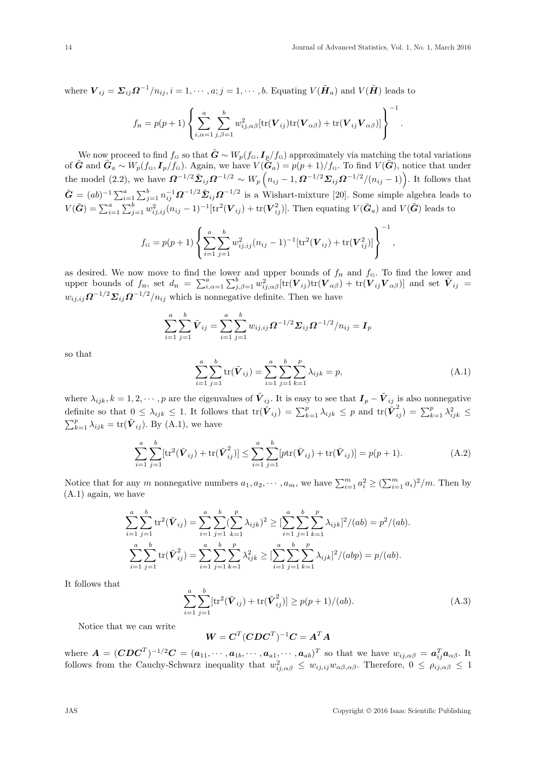where $\boldsymbol{V}_{ij} = \boldsymbol{\Sigma}_{ij}\boldsymbol{\Omega}^{-1}/n_{ij}, i = 1, \cdots, a; j = 1, \cdots, b$. Equating $V(\tilde{\boldsymbol{H}}_a)$ and $V(\tilde{\boldsymbol{H}})$ leads to

$$f_{\rm H} = p(p+1)\left\{\sum_{i,\alpha=1}^{a}\sum_{j,\beta=1}^{b} w_{ij,\alpha\beta}^2[\text{tr}(\boldsymbol{V}_{ij})\text{tr}(\boldsymbol{V}_{\alpha\beta}) + \text{tr}(\boldsymbol{V}_{ij}\boldsymbol{V}_{\alpha\beta})]\right\}^{-1}.$$

We now proceed to find $f_{\rm G}$ so that $\tilde{\boldsymbol{G}} \sim W_p(f_{\rm G}, \boldsymbol{I}_p/f_{\rm G})$ approximately via matching the total variations of $\tilde{\boldsymbol{G}}$ and $\tilde{\boldsymbol{G}}_a \sim W_p(f_{\rm G}, \boldsymbol{I}_p/f_{\rm G})$. Again, we have $V(\tilde{\boldsymbol{G}}_a) = p(p+1)/f_{\rm G}$. To find $V(\tilde{\boldsymbol{G}})$, notice that under the model (2.2), we have $\boldsymbol{\Omega}^{-1/2}\hat{\boldsymbol{\Sigma}}_{ij}\boldsymbol{\Omega}^{-1/2} \sim W_p\left(n_{ij}-1, \boldsymbol{\Omega}^{-1/2}\boldsymbol{\Sigma}_{ij}\boldsymbol{\Omega}^{-1/2}/(n_{ij}-1)\right)$. It follows that $\tilde{\boldsymbol{G}} = (ab)^{-1}\sum_{i=1}^{a}\sum_{j=1}^{b} n_{ij}^{-1}\boldsymbol{\Omega}^{-1/2}\hat{\boldsymbol{\Sigma}}_{ij}\boldsymbol{\Omega}^{-1/2}$ is a Wishart-mixture [20]. Some simple algebra leads to $V(\tilde{\boldsymbol{G}}) = \sum_{i=1}^{a}\sum_{j=1}^{b} w_{ij,ij}^2(n_{ij}-1)^{-1}[\text{tr}^2(\boldsymbol{V}_{ij}) + \text{tr}(\boldsymbol{V}_{ij}^2)]$. Then equating $V(\tilde{\boldsymbol{G}}_a)$ and $V(\tilde{\boldsymbol{G}})$ leads to

$$f_{\rm G} = p(p+1)\left\{\sum_{i=1}^{a}\sum_{j=1}^{b} w_{ij,ij}^2(n_{ij}-1)^{-1}[\text{tr}^2(\boldsymbol{V}_{ij}) + \text{tr}(\boldsymbol{V}_{ij}^2)]\right\}^{-1},$$

as desired. We now move to find the lower and upper bounds of $f_{\rm H}$ and $f_{\rm G}$. To find the lower and upper bounds of $f_{\rm H}$, set $d_{\rm H} = \sum_{i,\alpha=1}^{a}\sum_{j,\beta=1}^{b} w_{ij,\alpha\beta}^2[\text{tr}(\boldsymbol{V}_{ij})\text{tr}(\boldsymbol{V}_{\alpha\beta}) + \text{tr}(\boldsymbol{V}_{ij}\boldsymbol{V}_{\alpha\beta})]$ and set $\tilde{\boldsymbol{V}}_{ij} = w_{ij,ij}\boldsymbol{\Omega}^{-1/2}\boldsymbol{\Sigma}_{ij}\boldsymbol{\Omega}^{-1/2}/n_{ij}$ which is nonnegative definite. Then we have

$$\sum_{i=1}^{a}\sum_{j=1}^{b}\tilde{\boldsymbol{V}}_{ij} = \sum_{i=1}^{a}\sum_{j=1}^{b} w_{ij,ij}\boldsymbol{\Omega}^{-1/2}\boldsymbol{\Sigma}_{ij}\boldsymbol{\Omega}^{-1/2}/n_{ij} = \boldsymbol{I}_p$$

so that

$$\sum_{i=1}^{a}\sum_{j=1}^{b}\text{tr}(\tilde{\boldsymbol{V}}_{ij}) = \sum_{i=1}^{a}\sum_{j=1}^{b}\sum_{k=1}^{p}\lambda_{ijk} = p, \tag{A.1}$$

where $\lambda_{ijk}, k = 1, 2, \cdots, p$ are the eigenvalues of $\tilde{\boldsymbol{V}}_{ij}$. It is easy to see that $\boldsymbol{I}_p - \tilde{\boldsymbol{V}}_{ij}$ is also nonnegative definite so that $0 \leq \lambda_{ijk} \leq 1$. It follows that $\text{tr}(\tilde{\boldsymbol{V}}_{ij}) = \sum_{k=1}^{p}\lambda_{ijk} \leq p$ and $\text{tr}(\tilde{\boldsymbol{V}}_{ij}^2) = \sum_{k=1}^{p}\lambda_{ijk}^2 \leq \sum_{k=1}^{p}\lambda_{ijk} = \text{tr}(\tilde{\boldsymbol{V}}_{ij})$. By (A.1), we have

$$\sum_{i=1}^{a}\sum_{j=1}^{b}[\text{tr}^2(\tilde{\boldsymbol{V}}_{ij}) + \text{tr}(\tilde{\boldsymbol{V}}_{ij}^2)] \leq \sum_{i=1}^{a}\sum_{j=1}^{b}[p\text{tr}(\tilde{\boldsymbol{V}}_{ij}) + \text{tr}(\tilde{\boldsymbol{V}}_{ij})] = p(p+1). \tag{A.2}$$

Notice that for any $m$ nonnegative numbers $a_1, a_2, \cdots, a_m$, we have $\sum_{i=1}^{m} a_i^2 \geq (\sum_{i=1}^{m} a_i)^2/m$. Then by (A.1) again, we have

$$\sum_{i=1}^{a}\sum_{j=1}^{b}\text{tr}^2(\tilde{\boldsymbol{V}}_{ij}) = \sum_{i=1}^{a}\sum_{j=1}^{b}(\sum_{k=1}^{p}\lambda_{ijk})^2 \geq [\sum_{i=1}^{a}\sum_{j=1}^{b}\sum_{k=1}^{p}\lambda_{ijk}]^2/(ab) = p^2/(ab).$$

$$\sum_{i=1}^{a}\sum_{j=1}^{b}\text{tr}(\tilde{\boldsymbol{V}}_{ij}^2) = \sum_{i=1}^{a}\sum_{j=1}^{b}\sum_{k=1}^{p}\lambda_{ijk}^2 \geq [\sum_{i=1}^{a}\sum_{j=1}^{b}\sum_{k=1}^{p}\lambda_{ijk}]^2/(abp) = p/(ab).$$

It follows that

$$\sum_{i=1}^{a}\sum_{j=1}^{b}[\text{tr}^2(\tilde{\boldsymbol{V}}_{ij}) + \text{tr}(\tilde{\boldsymbol{V}}_{ij}^2)] \geq p(p+1)/(ab). \tag{A.3}$$

Notice that we can write

$$\boldsymbol{W} = \boldsymbol{C}^T(\boldsymbol{C}\boldsymbol{D}\boldsymbol{C}^T)^{-1}\boldsymbol{C} = \boldsymbol{A}^T\boldsymbol{A}$$

where $\boldsymbol{A} = (\boldsymbol{C}\boldsymbol{D}\boldsymbol{C}^T)^{-1/2}\boldsymbol{C} = (\boldsymbol{a}_{11}, \cdots, \boldsymbol{a}_{1b}, \cdots, \boldsymbol{a}_{a1}, \cdots, \boldsymbol{a}_{ab})^T$ so that we have $w_{ij,\alpha\beta} = \boldsymbol{a}_{ij}^T\boldsymbol{a}_{\alpha\beta}$. It follows from the Cauchy-Schwarz inequality that $w_{ij,\alpha\beta}^2 \leq w_{ij,ij}w_{\alpha\beta,\alpha\beta}$. Therefore, $0 \leq \rho_{ij,\alpha\beta} \leq 1$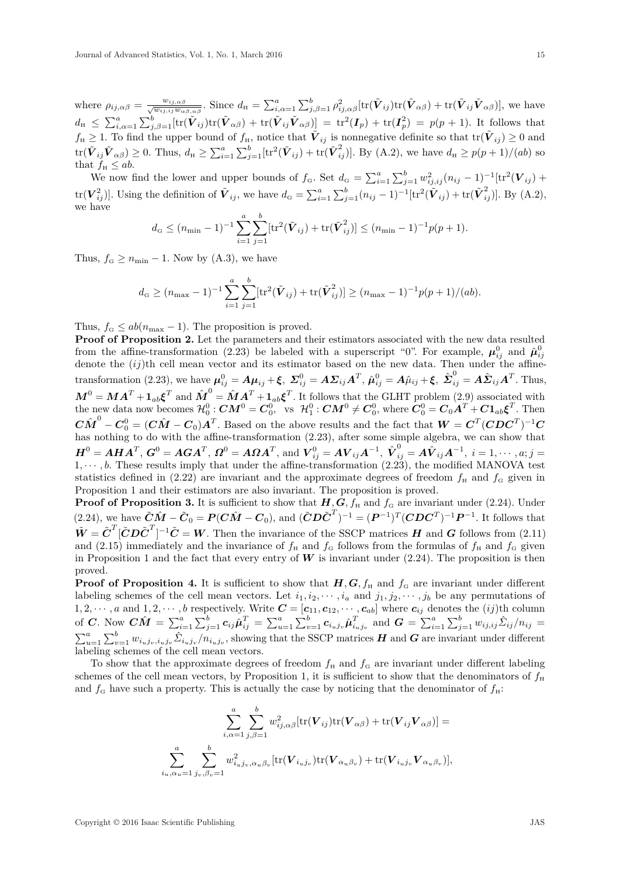where $\rho_{ij,\alpha\beta} = \frac{w_{ij,\alpha\beta}}{\sqrt{w_{ij,ij}w_{\alpha\beta,\alpha\beta}}}$. Since $d_{\text{H}} = \sum_{i,\alpha=1}^{a}\sum_{j,\beta=1}^{b}\rho_{ij,\alpha\beta}^2[\text{tr}(\tilde{\boldsymbol{V}}_{ij})\text{tr}(\tilde{\boldsymbol{V}}_{\alpha\beta}) + \text{tr}(\tilde{\boldsymbol{V}}_{ij}\tilde{\boldsymbol{V}}_{\alpha\beta})]$, we have $d_{\text{H}} \leq \sum_{i,\alpha=1}^{a}\sum_{j,\beta=1}^{b}[\text{tr}(\tilde{\boldsymbol{V}}_{ij})\text{tr}(\tilde{\boldsymbol{V}}_{\alpha\beta}) + \text{tr}(\tilde{\boldsymbol{V}}_{ij}\tilde{\boldsymbol{V}}_{\alpha\beta})] = \text{tr}^2(\boldsymbol{I}_p) + \text{tr}(\boldsymbol{I}_p^2) = p(p+1)$. It follows that $f_{\text{H}} \geq 1$. To find the upper bound of $f_{\text{H}}$, notice that $\tilde{\boldsymbol{V}}_{ij}$ is nonnegative definite so that $\text{tr}(\tilde{\boldsymbol{V}}_{ij}) \geq 0$ and $\text{tr}(\tilde{\boldsymbol{V}}_{ij}\tilde{\boldsymbol{V}}_{\alpha\beta}) \geq 0$. Thus, $d_{\text{H}} \geq \sum_{i=1}^{a}\sum_{j=1}^{b}[\text{tr}^2(\tilde{\boldsymbol{V}}_{ij}) + \text{tr}(\tilde{\boldsymbol{V}}_{ij}^2)]$. By (A.2), we have $d_{\text{H}} \geq p(p+1)/(ab)$ so that $f_{\text{H}} \leq ab$.

We now find the lower and upper bounds of $f_{\text{G}}$. Set $d_{\text{G}} = \sum_{i=1}^{a}\sum_{j=1}^{b}w_{ij,ij}^2(n_{ij}-1)^{-1}[\text{tr}^2(\boldsymbol{V}_{ij}) + \text{tr}(\boldsymbol{V}_{ij}^2)]$. Using the definition of $\tilde{\boldsymbol{V}}_{ij}$, we have $d_{\text{G}} = \sum_{i=1}^{a}\sum_{j=1}^{b}(n_{ij}-1)^{-1}[\text{tr}^2(\tilde{\boldsymbol{V}}_{ij}) + \text{tr}(\tilde{\boldsymbol{V}}_{ij}^2)]$. By (A.2), we have

$$d_{\text{G}} \leq (n_{\min}-1)^{-1}\sum_{i=1}^{a}\sum_{j=1}^{b}[\text{tr}^2(\tilde{\boldsymbol{V}}_{ij}) + \text{tr}(\tilde{\boldsymbol{V}}_{ij}^2)] \leq (n_{\min}-1)^{-1}p(p+1).$$

Thus, $f_{\text{G}} \geq n_{\min} - 1$. Now by (A.3), we have

$$d_{\text{G}} \geq (n_{\max}-1)^{-1}\sum_{i=1}^{a}\sum_{j=1}^{b}[\text{tr}^2(\tilde{\boldsymbol{V}}_{ij}) + \text{tr}(\tilde{\boldsymbol{V}}_{ij}^2)] \geq (n_{\max}-1)^{-1}p(p+1)/(ab).$$

Thus, $f_{\text{G}} \leq ab(n_{\max}-1)$. The proposition is proved.

**Proof of Proposition 2.** Let the parameters and their estimators associated with the new data resulted from the affine-transformation (2.23) be labeled with a superscript "0". For example, $\boldsymbol{\mu}_{ij}^0$ and $\hat{\boldsymbol{\mu}}_{ij}^0$ denote the $(ij)$th cell mean vector and its estimator based on the new data. Then under the affine-transformation (2.23), we have $\boldsymbol{\mu}_{ij}^0 = \boldsymbol{A}\boldsymbol{\mu}_{ij} + \boldsymbol{\xi}$, $\boldsymbol{\Sigma}_{ij}^0 = \boldsymbol{A}\boldsymbol{\Sigma}_{ij}\boldsymbol{A}^T$, $\hat{\boldsymbol{\mu}}_{ij}^0 = \boldsymbol{A}\hat{\mu}_{ij} + \boldsymbol{\xi}$, $\hat{\boldsymbol{\Sigma}}_{ij}^0 = \boldsymbol{A}\hat{\boldsymbol{\Sigma}}_{ij}\boldsymbol{A}^T$. Thus, $\boldsymbol{M}^0 = \boldsymbol{M}\boldsymbol{A}^T + \boldsymbol{1}_{ab}\boldsymbol{\xi}^T$ and $\hat{\boldsymbol{M}}^0 = \hat{\boldsymbol{M}}\boldsymbol{A}^T + \boldsymbol{1}_{ab}\boldsymbol{\xi}^T$. It follows that the GLHT problem (2.9) associated with the new data now becomes $\mathcal{H}_0^0 : \boldsymbol{C}\boldsymbol{M}^0 = \boldsymbol{C}_0^0$, vs $\mathcal{H}_1^0 : \boldsymbol{C}\boldsymbol{M}^0 \neq \boldsymbol{C}_0^0$, where $\boldsymbol{C}_0^0 = \boldsymbol{C}_0\boldsymbol{A}^T + \boldsymbol{C}\boldsymbol{1}_{ab}\boldsymbol{\xi}^T$. Then $\boldsymbol{C}\hat{\boldsymbol{M}}^0 - \boldsymbol{C}_0^0 = (\boldsymbol{C}\hat{\boldsymbol{M}} - \boldsymbol{C}_0)\boldsymbol{A}^T$. Based on the above results and the fact that $\boldsymbol{W} = \boldsymbol{C}^T(\boldsymbol{C}\boldsymbol{D}\boldsymbol{C}^T)^{-1}\boldsymbol{C}$ has nothing to do with the affine-transformation (2.23), after some simple algebra, we can show that $\boldsymbol{H}^0 = \boldsymbol{A}\boldsymbol{H}\boldsymbol{A}^T$, $\boldsymbol{G}^0 = \boldsymbol{A}\boldsymbol{G}\boldsymbol{A}^T$, $\boldsymbol{\Omega}^0 = \boldsymbol{A}\boldsymbol{\Omega}\boldsymbol{A}^T$, and $\boldsymbol{V}_{ij}^0 = \boldsymbol{A}\boldsymbol{V}_{ij}\boldsymbol{A}^{-1}$, $\hat{\boldsymbol{V}}_{ij}^0 = \boldsymbol{A}\hat{\boldsymbol{V}}_{ij}\boldsymbol{A}^{-1}$, $i = 1, \cdots, a; j = 1, \cdots, b$. These results imply that under the affine-transformation (2.23), the modified MANOVA test statistics defined in (2.22) are invariant and the approximate degrees of freedom $f_{\text{H}}$ and $f_{\text{G}}$ given in Proposition 1 and their estimators are also invariant. The proposition is proved.

**Proof of Proposition 3.** It is sufficient to show that $\boldsymbol{H}, \boldsymbol{G}, f_{\text{H}}$ and $f_{\text{G}}$ are invariant under (2.24). Under (2.24), we have $\tilde{\boldsymbol{C}}\hat{\boldsymbol{M}} - \tilde{\boldsymbol{C}}_0 = \boldsymbol{P}(\boldsymbol{C}\hat{\boldsymbol{M}} - \boldsymbol{C}_0)$, and $(\tilde{\boldsymbol{C}}\boldsymbol{D}\tilde{\boldsymbol{C}}^T)^{-1} = (\boldsymbol{P}^{-1})^T(\boldsymbol{C}\boldsymbol{D}\boldsymbol{C}^T)^{-1}\boldsymbol{P}^{-1}$. It follows that $\tilde{\boldsymbol{W}} = \tilde{\boldsymbol{C}}^T[\tilde{\boldsymbol{C}}\boldsymbol{D}\tilde{\boldsymbol{C}}^T]^{-1}\tilde{\boldsymbol{C}} = \boldsymbol{W}$. Then the invariance of the SSCP matrices $\boldsymbol{H}$ and $\boldsymbol{G}$ follows from (2.11) and (2.15) immediately and the invariance of $f_{\text{H}}$ and $f_{\text{G}}$ follows from the formulas of $f_{\text{H}}$ and $f_{\text{G}}$ given in Proposition 1 and the fact that every entry of $\boldsymbol{W}$ is invariant under (2.24). The proposition is then proved.

**Proof of Proposition 4.** It is sufficient to show that $\boldsymbol{H}, \boldsymbol{G}, f_{\text{H}}$ and $f_{\text{G}}$ are invariant under different labeling schemes of the cell mean vectors. Let $i_1, i_2, \cdots, i_a$ and $j_1, j_2, \cdots, j_b$ be any permutations of $1, 2, \cdots, a$ and $1, 2, \cdots, b$ respectively. Write $\boldsymbol{C} = [\boldsymbol{c}_{11}, \boldsymbol{c}_{12}, \cdots, \boldsymbol{c}_{ab}]$ where $\boldsymbol{c}_{ij}$ denotes the $(ij)$th column of $\boldsymbol{C}$. Now $\boldsymbol{C}\hat{\boldsymbol{M}} = \sum_{i=1}^{a}\sum_{j=1}^{b}\boldsymbol{c}_{ij}\hat{\boldsymbol{\mu}}_{ij}^T = \sum_{u=1}^{a}\sum_{v=1}^{b}\boldsymbol{c}_{i_uj_v}\hat{\boldsymbol{\mu}}_{i_uj_v}^T$ and $\boldsymbol{G} = \sum_{i=1}^{a}\sum_{j=1}^{b}w_{ij,ij}\hat{\Sigma}_{ij}/n_{ij} = \sum_{u=1}^{a}\sum_{v=1}^{b}w_{i_uj_v,i_uj_v}\hat{\Sigma}_{i_uj_v}/n_{i_uj_v}$, showing that the SSCP matrices $\boldsymbol{H}$ and $\boldsymbol{G}$ are invariant under different labeling schemes of the cell mean vectors.

To show that the approximate degrees of freedom $f_{\text{H}}$ and $f_{\text{G}}$ are invariant under different labeling schemes of the cell mean vectors, by Proposition 1, it is sufficient to show that the denominators of $f_{\text{H}}$ and $f_{\text{G}}$ have such a property. This is actually the case by noticing that the denominator of $f_{\text{H}}$:

$$\sum_{i,\alpha=1}^{a}\sum_{j,\beta=1}^{b}w_{ij,\alpha\beta}^2[\text{tr}(\boldsymbol{V}_{ij})\text{tr}(\boldsymbol{V}_{\alpha\beta}) + \text{tr}(\boldsymbol{V}_{ij}\boldsymbol{V}_{\alpha\beta})] =$$

$$\sum_{i_u,\alpha_u=1}^{a}\sum_{j_v,\beta_v=1}^{b}w_{i_uj_v,\alpha_u\beta_v}^2[\text{tr}(\boldsymbol{V}_{i_uj_v})\text{tr}(\boldsymbol{V}_{\alpha_u\beta_v}) + \text{tr}(\boldsymbol{V}_{i_uj_v}\boldsymbol{V}_{\alpha_u\beta_v})],$$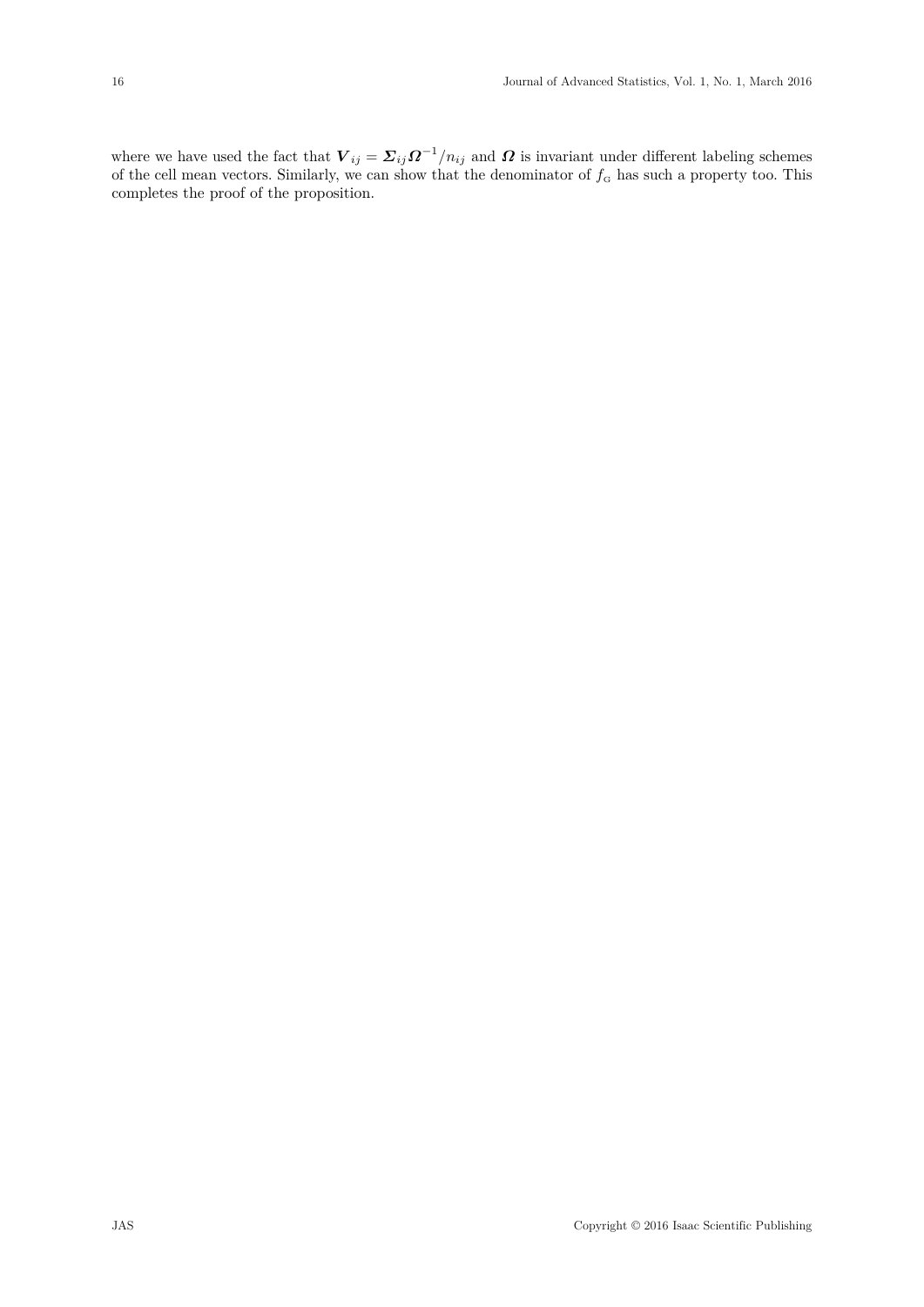where we have used the fact that $\boldsymbol{V}_{ij} = \boldsymbol{\Sigma}_{ij}\boldsymbol{\Omega}^{-1}/n_{ij}$ and $\boldsymbol{\Omega}$ is invariant under different labeling schemes of the cell mean vectors. Similarly, we can show that the denominator of $f_{\rm G}$ has such a property too. This completes the proof of the proposition.